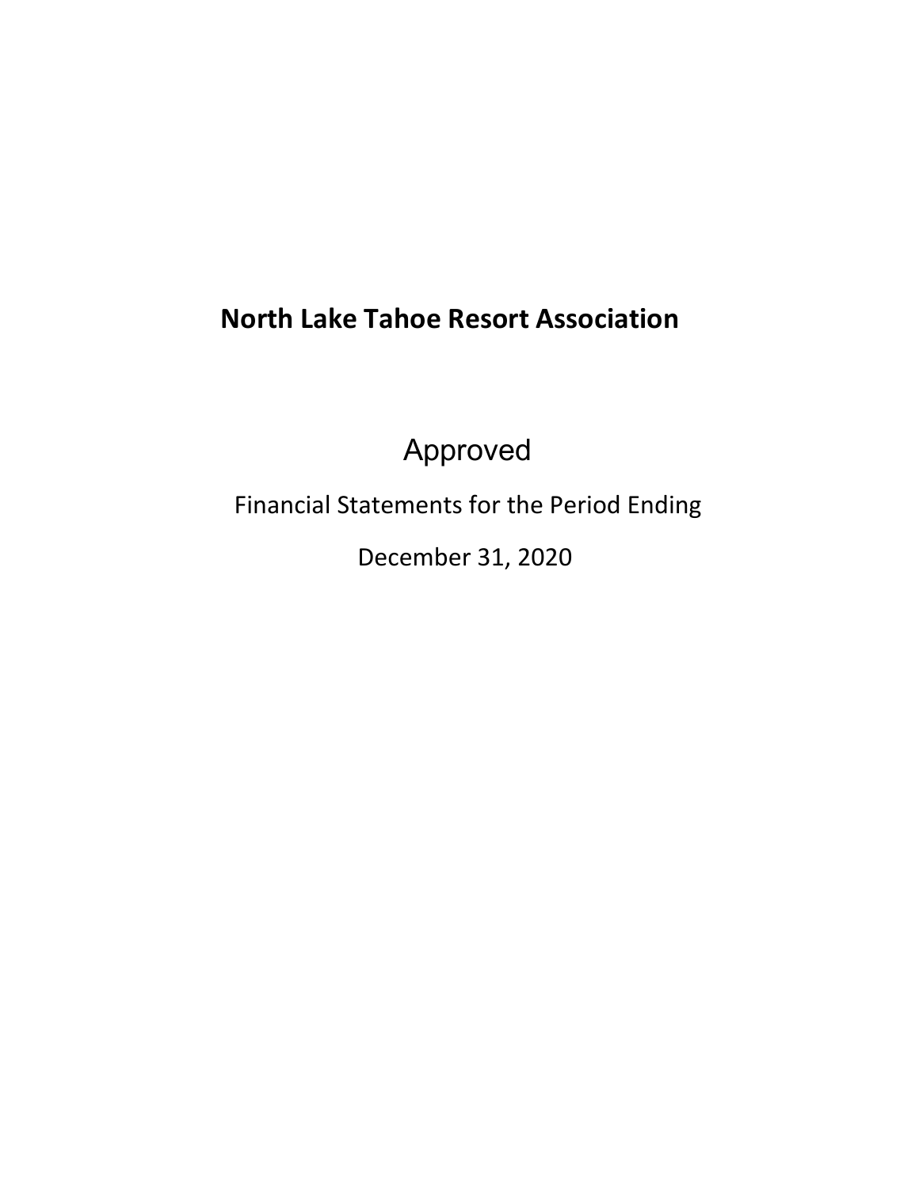# North Lake Tahoe Resort Association

Approved

Financial Statements for the Period Ending

December 31, 2020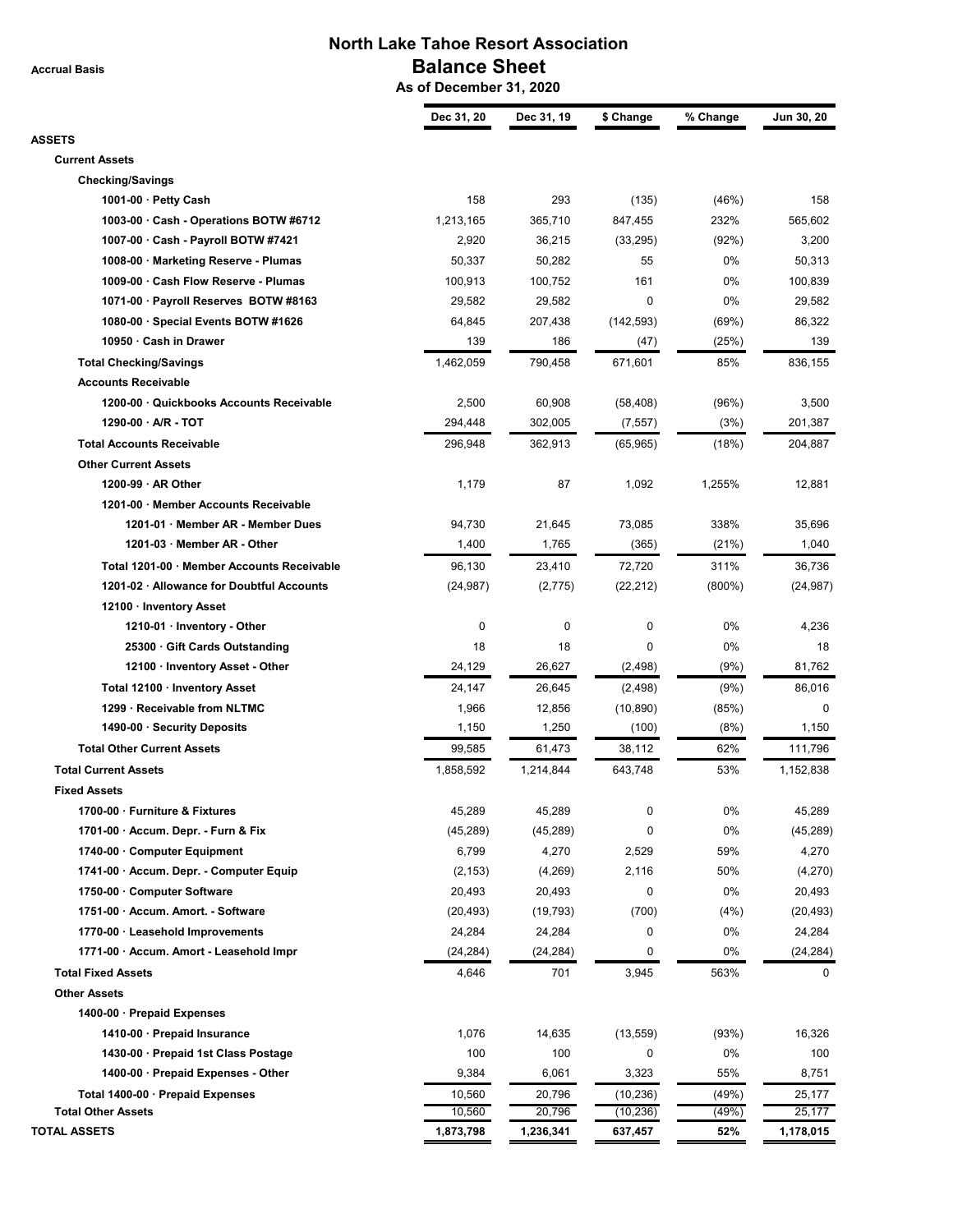# North Lake Tahoe Resort Association

## Balance Sheet

### As of December 31, 2020

Accrual Basis

| | Dec 31, 20 | Dec 31, 19 | $ Change | % Change | Jun 30, 20 |
|---|---|---|---|---|---|
| **ASSETS** | | | | | |
| **Current Assets** | | | | | |
| **Checking/Savings** | | | | | |
| 1001-00 · Petty Cash | 158 | 293 | (135) | (46%) | 158 |
| 1003-00 · Cash - Operations BOTW #6712 | 1,213,165 | 365,710 | 847,455 | 232% | 565,602 |
| 1007-00 · Cash - Payroll BOTW #7421 | 2,920 | 36,215 | (33,295) | (92%) | 3,200 |
| 1008-00 · Marketing Reserve - Plumas | 50,337 | 50,282 | 55 | 0% | 50,313 |
| 1009-00 · Cash Flow Reserve - Plumas | 100,913 | 100,752 | 161 | 0% | 100,839 |
| 1071-00 · Payroll Reserves BOTW #8163 | 29,582 | 29,582 | 0 | 0% | 29,582 |
| 1080-00 · Special Events BOTW #1626 | 64,845 | 207,438 | (142,593) | (69%) | 86,322 |
| 10950 · Cash in Drawer | 139 | 186 | (47) | (25%) | 139 |
| **Total Checking/Savings** | 1,462,059 | 790,458 | 671,601 | 85% | 836,155 |
| **Accounts Receivable** | | | | | |
| 1200-00 · Quickbooks Accounts Receivable | 2,500 | 60,908 | (58,408) | (96%) | 3,500 |
| 1290-00 · A/R - TOT | 294,448 | 302,005 | (7,557) | (3%) | 201,387 |
| **Total Accounts Receivable** | 296,948 | 362,913 | (65,965) | (18%) | 204,887 |
| **Other Current Assets** | | | | | |
| 1200-99 · AR Other | 1,179 | 87 | 1,092 | 1,255% | 12,881 |
| 1201-00 · Member Accounts Receivable | | | | | |
| 1201-01 · Member AR - Member Dues | 94,730 | 21,645 | 73,085 | 338% | 35,696 |
| 1201-03 · Member AR - Other | 1,400 | 1,765 | (365) | (21%) | 1,040 |
| Total 1201-00 · Member Accounts Receivable | 96,130 | 23,410 | 72,720 | 311% | 36,736 |
| 1201-02 · Allowance for Doubtful Accounts | (24,987) | (2,775) | (22,212) | (800%) | (24,987) |
| 12100 · Inventory Asset | | | | | |
| 1210-01 · Inventory - Other | 0 | 0 | 0 | 0% | 4,236 |
| 25300 · Gift Cards Outstanding | 18 | 18 | 0 | 0% | 18 |
| 12100 · Inventory Asset - Other | 24,129 | 26,627 | (2,498) | (9%) | 81,762 |
| Total 12100 · Inventory Asset | 24,147 | 26,645 | (2,498) | (9%) | 86,016 |
| 1299 · Receivable from NLTMC | 1,966 | 12,856 | (10,890) | (85%) | 0 |
| 1490-00 · Security Deposits | 1,150 | 1,250 | (100) | (8%) | 1,150 |
| **Total Other Current Assets** | 99,585 | 61,473 | 38,112 | 62% | 111,796 |
| **Total Current Assets** | 1,858,592 | 1,214,844 | 643,748 | 53% | 1,152,838 |
| **Fixed Assets** | | | | | |
| 1700-00 · Furniture & Fixtures | 45,289 | 45,289 | 0 | 0% | 45,289 |
| 1701-00 · Accum. Depr. - Furn & Fix | (45,289) | (45,289) | 0 | 0% | (45,289) |
| 1740-00 · Computer Equipment | 6,799 | 4,270 | 2,529 | 59% | 4,270 |
| 1741-00 · Accum. Depr. - Computer Equip | (2,153) | (4,269) | 2,116 | 50% | (4,270) |
| 1750-00 · Computer Software | 20,493 | 20,493 | 0 | 0% | 20,493 |
| 1751-00 · Accum. Amort. - Software | (20,493) | (19,793) | (700) | (4%) | (20,493) |
| 1770-00 · Leasehold Improvements | 24,284 | 24,284 | 0 | 0% | 24,284 |
| 1771-00 · Accum. Amort - Leasehold Impr | (24,284) | (24,284) | 0 | 0% | (24,284) |
| **Total Fixed Assets** | 4,646 | 701 | 3,945 | 563% | 0 |
| **Other Assets** | | | | | |
| 1400-00 · Prepaid Expenses | | | | | |
| 1410-00 · Prepaid Insurance | 1,076 | 14,635 | (13,559) | (93%) | 16,326 |
| 1430-00 · Prepaid 1st Class Postage | 100 | 100 | 0 | 0% | 100 |
| 1400-00 · Prepaid Expenses - Other | 9,384 | 6,061 | 3,323 | 55% | 8,751 |
| Total 1400-00 · Prepaid Expenses | 10,560 | 20,796 | (10,236) | (49%) | 25,177 |
| **Total Other Assets** | 10,560 | 20,796 | (10,236) | (49%) | 25,177 |
| **TOTAL ASSETS** | **1,873,798** | **1,236,341** | **637,457** | **52%** | **1,178,015** |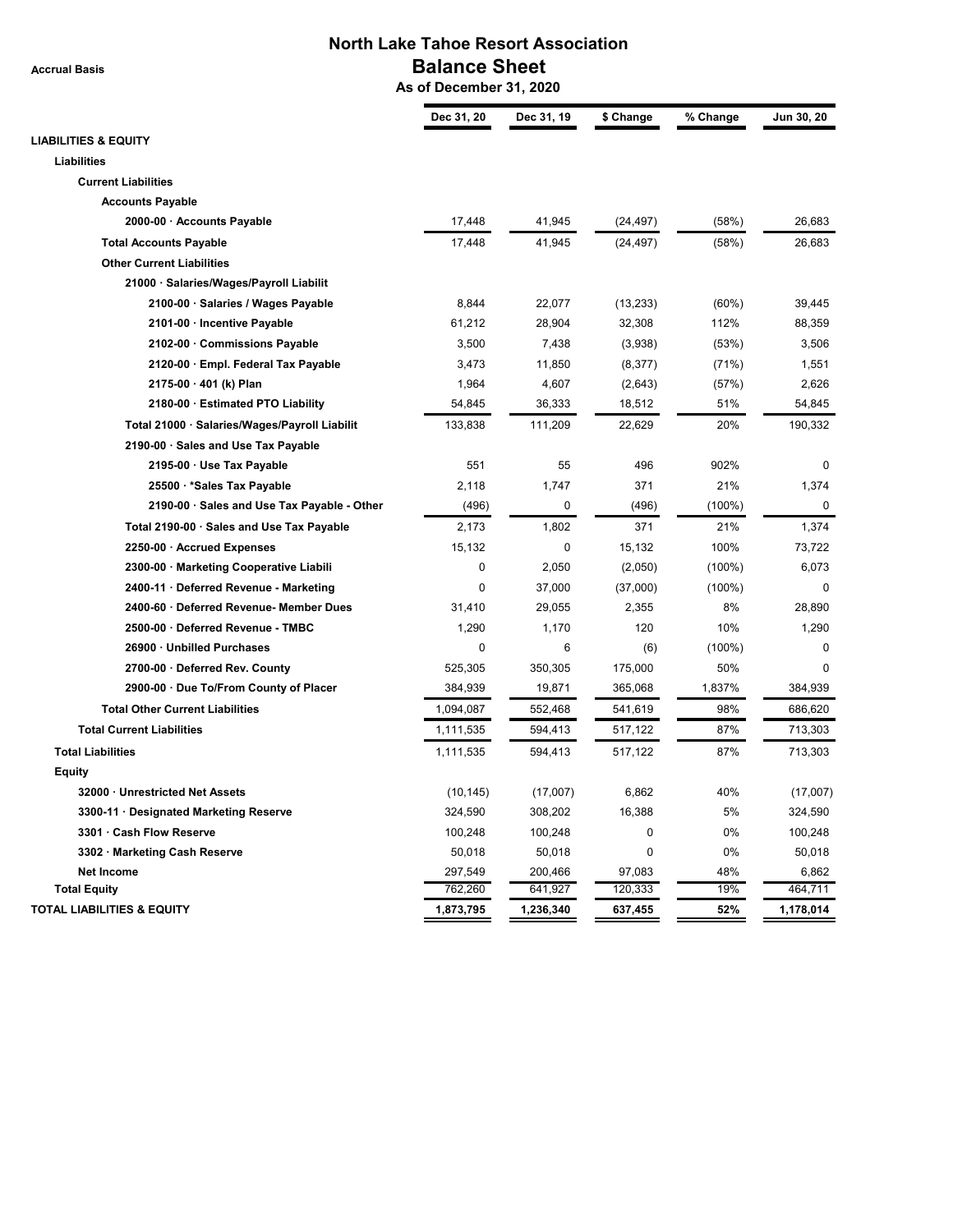# North Lake Tahoe Resort Association

**Accrual Basis**

## Balance Sheet

**As of December 31, 2020**

| | Dec 31, 20 | Dec 31, 19 | $ Change | % Change | Jun 30, 20 |
|---|---|---|---|---|---|
| **LIABILITIES & EQUITY** | | | | | |
| **Liabilities** | | | | | |
| **Current Liabilities** | | | | | |
| **Accounts Payable** | | | | | |
| **2000-00 · Accounts Payable** | 17,448 | 41,945 | (24,497) | (58%) | 26,683 |
| **Total Accounts Payable** | 17,448 | 41,945 | (24,497) | (58%) | 26,683 |
| **Other Current Liabilities** | | | | | |
| **21000 · Salaries/Wages/Payroll Liabilit** | | | | | |
| **2100-00 · Salaries / Wages Payable** | 8,844 | 22,077 | (13,233) | (60%) | 39,445 |
| **2101-00 · Incentive Payable** | 61,212 | 28,904 | 32,308 | 112% | 88,359 |
| **2102-00 · Commissions Payable** | 3,500 | 7,438 | (3,938) | (53%) | 3,506 |
| **2120-00 · Empl. Federal Tax Payable** | 3,473 | 11,850 | (8,377) | (71%) | 1,551 |
| **2175-00 · 401 (k) Plan** | 1,964 | 4,607 | (2,643) | (57%) | 2,626 |
| **2180-00 · Estimated PTO Liability** | 54,845 | 36,333 | 18,512 | 51% | 54,845 |
| **Total 21000 · Salaries/Wages/Payroll Liabilit** | 133,838 | 111,209 | 22,629 | 20% | 190,332 |
| **2190-00 · Sales and Use Tax Payable** | | | | | |
| **2195-00 · Use Tax Payable** | 551 | 55 | 496 | 902% | 0 |
| **25500 · *Sales Tax Payable** | 2,118 | 1,747 | 371 | 21% | 1,374 |
| **2190-00 · Sales and Use Tax Payable - Other** | (496) | 0 | (496) | (100%) | 0 |
| **Total 2190-00 · Sales and Use Tax Payable** | 2,173 | 1,802 | 371 | 21% | 1,374 |
| **2250-00 · Accrued Expenses** | 15,132 | 0 | 15,132 | 100% | 73,722 |
| **2300-00 · Marketing Cooperative Liabili** | 0 | 2,050 | (2,050) | (100%) | 6,073 |
| **2400-11 · Deferred Revenue - Marketing** | 0 | 37,000 | (37,000) | (100%) | 0 |
| **2400-60 · Deferred Revenue- Member Dues** | 31,410 | 29,055 | 2,355 | 8% | 28,890 |
| **2500-00 · Deferred Revenue - TMBC** | 1,290 | 1,170 | 120 | 10% | 1,290 |
| **26900 · Unbilled Purchases** | 0 | 6 | (6) | (100%) | 0 |
| **2700-00 · Deferred Rev. County** | 525,305 | 350,305 | 175,000 | 50% | 0 |
| **2900-00 · Due To/From County of Placer** | 384,939 | 19,871 | 365,068 | 1,837% | 384,939 |
| **Total Other Current Liabilities** | 1,094,087 | 552,468 | 541,619 | 98% | 686,620 |
| **Total Current Liabilities** | 1,111,535 | 594,413 | 517,122 | 87% | 713,303 |
| **Total Liabilities** | 1,111,535 | 594,413 | 517,122 | 87% | 713,303 |
| **Equity** | | | | | |
| **32000 · Unrestricted Net Assets** | (10,145) | (17,007) | 6,862 | 40% | (17,007) |
| **3300-11 · Designated Marketing Reserve** | 324,590 | 308,202 | 16,388 | 5% | 324,590 |
| **3301 · Cash Flow Reserve** | 100,248 | 100,248 | 0 | 0% | 100,248 |
| **3302 · Marketing Cash Reserve** | 50,018 | 50,018 | 0 | 0% | 50,018 |
| **Net Income** | 297,549 | 200,466 | 97,083 | 48% | 6,862 |
| **Total Equity** | 762,260 | 641,927 | 120,333 | 19% | 464,711 |
| **TOTAL LIABILITIES & EQUITY** | **1,873,795** | **1,236,340** | **637,455** | **52%** | **1,178,014** |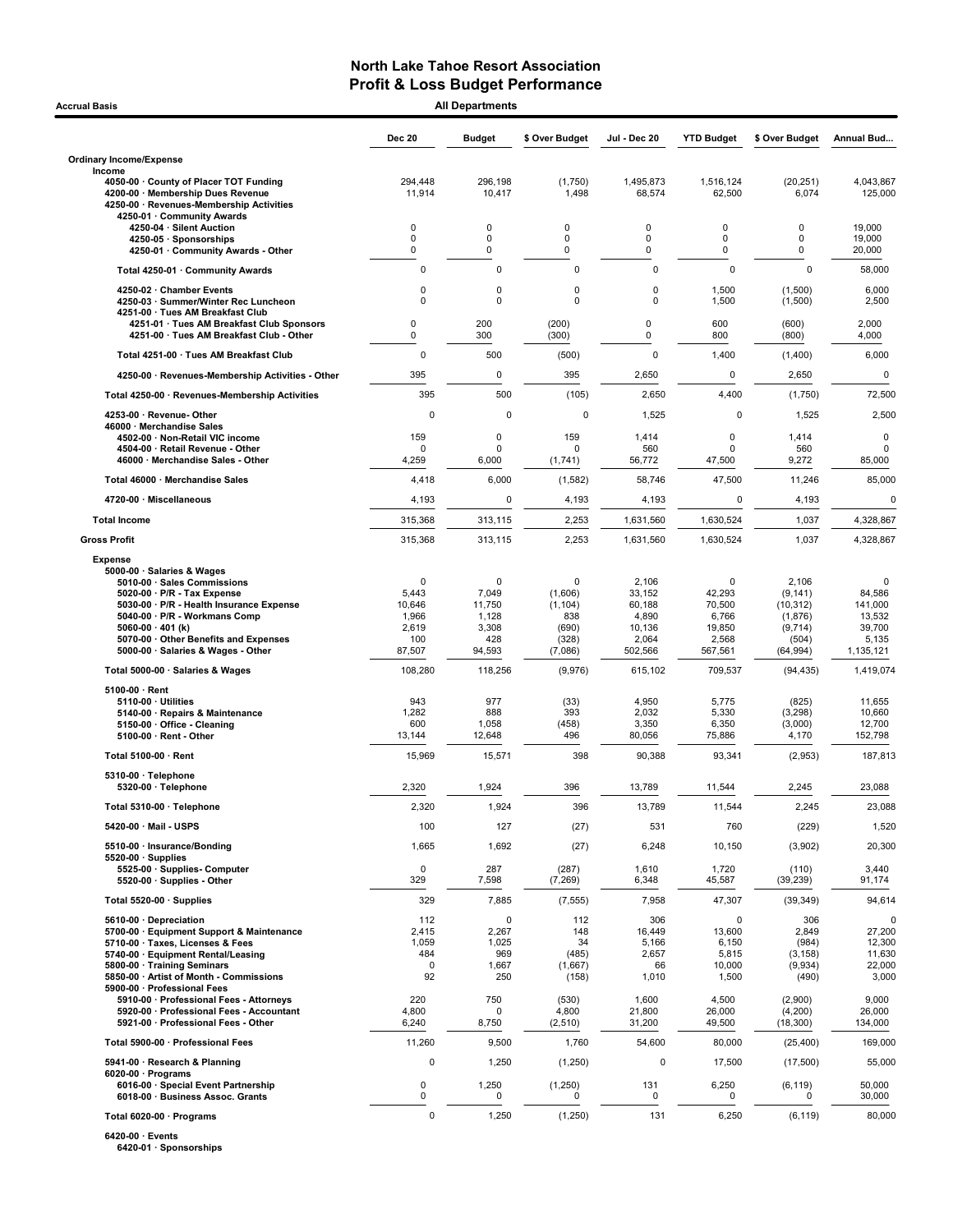# North Lake Tahoe Resort Association
## Profit & Loss Budget Performance

**Accrual Basis** — **All Departments**

| | Dec 20 | Budget | $ Over Budget | Jul - Dec 20 | YTD Budget | $ Over Budget | Annual Bud... |
|---|---|---|---|---|---|---|---|
| **Ordinary Income/Expense** | | | | | | | |
| **Income** | | | | | | | |
| 4050-00 · County of Placer TOT Funding | 294,448 | 296,198 | (1,750) | 1,495,873 | 1,516,124 | (20,251) | 4,043,867 |
| 4200-00 · Membership Dues Revenue | 11,914 | 10,417 | 1,498 | 68,574 | 62,500 | 6,074 | 125,000 |
| 4250-00 · Revenues-Membership Activities | | | | | | | |
| 4250-01 · Community Awards | | | | | | | |
| 4250-04 · Silent Auction | 0 | 0 | 0 | 0 | 0 | 0 | 19,000 |
| 4250-05 · Sponsorships | 0 | 0 | 0 | 0 | 0 | 0 | 19,000 |
| 4250-01 · Community Awards - Other | 0 | 0 | 0 | 0 | 0 | 0 | 20,000 |
| Total 4250-01 · Community Awards | 0 | 0 | 0 | 0 | 0 | 0 | 58,000 |
| 4250-02 · Chamber Events | 0 | 0 | 0 | 0 | 1,500 | (1,500) | 6,000 |
| 4250-03 · Summer/Winter Rec Luncheon | 0 | 0 | 0 | 0 | 1,500 | (1,500) | 2,500 |
| 4251-00 · Tues AM Breakfast Club | | | | | | | |
| 4251-01 · Tues AM Breakfast Club Sponsors | 0 | 200 | (200) | 0 | 600 | (600) | 2,000 |
| 4251-00 · Tues AM Breakfast Club - Other | 0 | 300 | (300) | 0 | 800 | (800) | 4,000 |
| Total 4251-00 · Tues AM Breakfast Club | 0 | 500 | (500) | 0 | 1,400 | (1,400) | 6,000 |
| 4250-00 · Revenues-Membership Activities - Other | 395 | 0 | 395 | 2,650 | 0 | 2,650 | 0 |
| Total 4250-00 · Revenues-Membership Activities | 395 | 500 | (105) | 2,650 | 4,400 | (1,750) | 72,500 |
| 4253-00 · Revenue- Other | 0 | 0 | 0 | 1,525 | 0 | 1,525 | 2,500 |
| 46000 · Merchandise Sales | | | | | | | |
| 4502-00 · Non-Retail VIC income | 159 | 0 | 159 | 1,414 | 0 | 1,414 | 0 |
| 4504-00 · Retail Revenue - Other | 0 | 0 | 0 | 560 | 0 | 560 | 0 |
| 46000 · Merchandise Sales - Other | 4,259 | 6,000 | (1,741) | 56,772 | 47,500 | 9,272 | 85,000 |
| Total 46000 · Merchandise Sales | 4,418 | 6,000 | (1,582) | 58,746 | 47,500 | 11,246 | 85,000 |
| 4720-00 · Miscellaneous | 4,193 | 0 | 4,193 | 4,193 | 0 | 4,193 | 0 |
| **Total Income** | 315,368 | 313,115 | 2,253 | 1,631,560 | 1,630,524 | 1,037 | 4,328,867 |
| **Gross Profit** | 315,368 | 313,115 | 2,253 | 1,631,560 | 1,630,524 | 1,037 | 4,328,867 |
| **Expense** | | | | | | | |
| 5000-00 · Salaries & Wages | | | | | | | |
| 5010-00 · Sales Commissions | 0 | 0 | 0 | 2,106 | 0 | 2,106 | 0 |
| 5020-00 · P/R - Tax Expense | 5,443 | 7,049 | (1,606) | 33,152 | 42,293 | (9,141) | 84,586 |
| 5030-00 · P/R - Health Insurance Expense | 10,646 | 11,750 | (1,104) | 60,188 | 70,500 | (10,312) | 141,000 |
| 5040-00 · P/R - Workmans Comp | 1,966 | 1,128 | 838 | 4,890 | 6,766 | (1,876) | 13,532 |
| 5060-00 · 401 (k) | 2,619 | 3,308 | (690) | 10,136 | 19,850 | (9,714) | 39,700 |
| 5070-00 · Other Benefits and Expenses | 100 | 428 | (328) | 2,064 | 2,568 | (504) | 5,135 |
| 5000-00 · Salaries & Wages - Other | 87,507 | 94,593 | (7,086) | 502,566 | 567,561 | (64,994) | 1,135,121 |
| Total 5000-00 · Salaries & Wages | 108,280 | 118,256 | (9,976) | 615,102 | 709,537 | (94,435) | 1,419,074 |
| 5100-00 · Rent | | | | | | | |
| 5110-00 · Utilities | 943 | 977 | (33) | 4,950 | 5,775 | (825) | 11,655 |
| 5140-00 · Repairs & Maintenance | 1,282 | 888 | 393 | 2,032 | 5,330 | (3,298) | 10,660 |
| 5150-00 · Office - Cleaning | 600 | 1,058 | (458) | 3,350 | 6,350 | (3,000) | 12,700 |
| 5100-00 · Rent - Other | 13,144 | 12,648 | 496 | 80,056 | 75,886 | 4,170 | 152,798 |
| Total 5100-00 · Rent | 15,969 | 15,571 | 398 | 90,388 | 93,341 | (2,953) | 187,813 |
| 5310-00 · Telephone | | | | | | | |
| 5320-00 · Telephone | 2,320 | 1,924 | 396 | 13,789 | 11,544 | 2,245 | 23,088 |
| Total 5310-00 · Telephone | 2,320 | 1,924 | 396 | 13,789 | 11,544 | 2,245 | 23,088 |
| 5420-00 · Mail - USPS | 100 | 127 | (27) | 531 | 760 | (229) | 1,520 |
| 5510-00 · Insurance/Bonding | 1,665 | 1,692 | (27) | 6,248 | 10,150 | (3,902) | 20,300 |
| 5520-00 · Supplies | | | | | | | |
| 5525-00 · Supplies- Computer | 0 | 287 | (287) | 1,610 | 1,720 | (110) | 3,440 |
| 5520-00 · Supplies - Other | 329 | 7,598 | (7,269) | 6,348 | 45,587 | (39,239) | 91,174 |
| Total 5520-00 · Supplies | 329 | 7,885 | (7,555) | 7,958 | 47,307 | (39,349) | 94,614 |
| 5610-00 · Depreciation | 112 | 0 | 112 | 306 | 0 | 306 | 0 |
| 5700-00 · Equipment Support & Maintenance | 2,415 | 2,267 | 148 | 16,449 | 13,600 | 2,849 | 27,200 |
| 5710-00 · Taxes, Licenses & Fees | 1,059 | 1,025 | 34 | 5,166 | 6,150 | (984) | 12,300 |
| 5740-00 · Equipment Rental/Leasing | 484 | 969 | (485) | 2,657 | 5,815 | (3,158) | 11,630 |
| 5800-00 · Training Seminars | 0 | 1,667 | (1,667) | 66 | 10,000 | (9,934) | 22,000 |
| 5850-00 · Artist of Month - Commissions | 92 | 250 | (158) | 1,010 | 1,500 | (490) | 3,000 |
| 5900-00 · Professional Fees | | | | | | | |
| 5910-00 · Professional Fees - Attorneys | 220 | 750 | (530) | 1,600 | 4,500 | (2,900) | 9,000 |
| 5920-00 · Professional Fees - Accountant | 4,800 | 0 | 4,800 | 21,800 | 26,000 | (4,200) | 26,000 |
| 5921-00 · Professional Fees - Other | 6,240 | 8,750 | (2,510) | 31,200 | 49,500 | (18,300) | 134,000 |
| Total 5900-00 · Professional Fees | 11,260 | 9,500 | 1,760 | 54,600 | 80,000 | (25,400) | 169,000 |
| 5941-00 · Research & Planning | 0 | 1,250 | (1,250) | 0 | 17,500 | (17,500) | 55,000 |
| 6020-00 · Programs | | | | | | | |
| 6016-00 · Special Event Partnership | 0 | 1,250 | (1,250) | 131 | 6,250 | (6,119) | 50,000 |
| 6018-00 · Business Assoc. Grants | 0 | 0 | 0 | 0 | 0 | 0 | 30,000 |
| Total 6020-00 · Programs | 0 | 1,250 | (1,250) | 131 | 6,250 | (6,119) | 80,000 |
| 6420-00 · Events | | | | | | | |
| 6420-01 · Sponsorships | | | | | | | |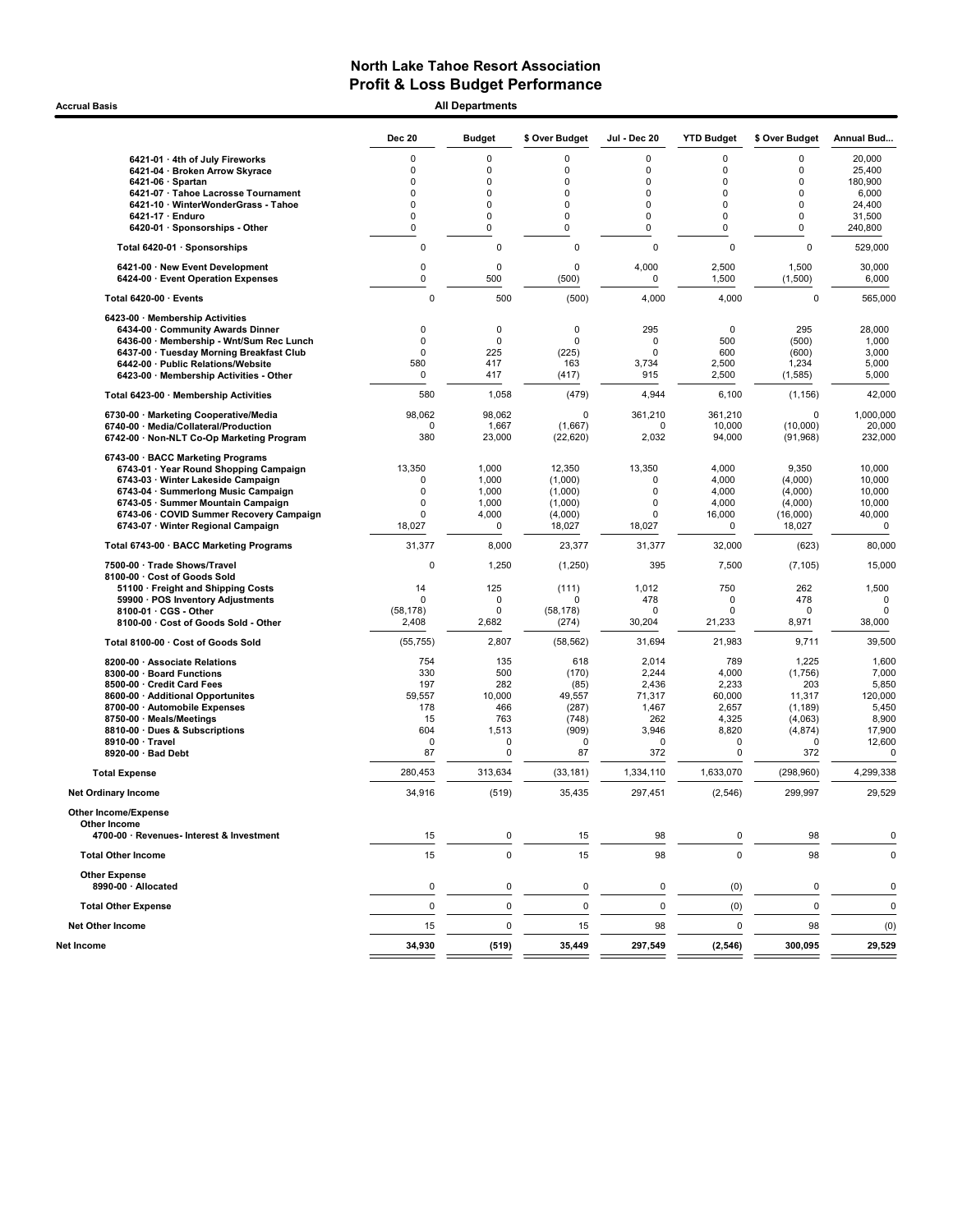# North Lake Tahoe Resort Association
## Profit & Loss Budget Performance

Accrual Basis — All Departments

| | Dec 20 | Budget | $ Over Budget | Jul - Dec 20 | YTD Budget | $ Over Budget | Annual Bud... |
|---|---|---|---|---|---|---|---|
| 6421-01 · 4th of July Fireworks | 0 | 0 | 0 | 0 | 0 | 0 | 20,000 |
| 6421-04 · Broken Arrow Skyrace | 0 | 0 | 0 | 0 | 0 | 0 | 25,400 |
| 6421-06 · Spartan | 0 | 0 | 0 | 0 | 0 | 0 | 180,900 |
| 6421-07 · Tahoe Lacrosse Tournament | 0 | 0 | 0 | 0 | 0 | 0 | 6,000 |
| 6421-10 · WinterWonderGrass - Tahoe | 0 | 0 | 0 | 0 | 0 | 0 | 24,400 |
| 6421-17 · Enduro | 0 | 0 | 0 | 0 | 0 | 0 | 31,500 |
| 6420-01 · Sponsorships - Other | 0 | 0 | 0 | 0 | 0 | 0 | 240,800 |
| Total 6420-01 · Sponsorships | 0 | 0 | 0 | 0 | 0 | 0 | 529,000 |
| 6421-00 · New Event Development | 0 | 0 | 0 | 4,000 | 2,500 | 1,500 | 30,000 |
| 6424-00 · Event Operation Expenses | 0 | 500 | (500) | 0 | 1,500 | (1,500) | 6,000 |
| Total 6420-00 · Events | 0 | 500 | (500) | 4,000 | 4,000 | 0 | 565,000 |
| 6423-00 · Membership Activities | | | | | | | |
| 6434-00 · Community Awards Dinner | 0 | 0 | 0 | 295 | 0 | 295 | 28,000 |
| 6436-00 · Membership - Wnt/Sum Rec Lunch | 0 | 0 | 0 | 0 | 500 | (500) | 1,000 |
| 6437-00 · Tuesday Morning Breakfast Club | 0 | 225 | (225) | 0 | 600 | (600) | 3,000 |
| 6442-00 · Public Relations/Website | 580 | 417 | 163 | 3,734 | 2,500 | 1,234 | 5,000 |
| 6423-00 · Membership Activities - Other | 0 | 417 | (417) | 915 | 2,500 | (1,585) | 5,000 |
| Total 6423-00 · Membership Activities | 580 | 1,058 | (479) | 4,944 | 6,100 | (1,156) | 42,000 |
| 6730-00 · Marketing Cooperative/Media | 98,062 | 98,062 | 0 | 361,210 | 361,210 | 0 | 1,000,000 |
| 6740-00 · Media/Collateral/Production | 0 | 1,667 | (1,667) | 0 | 10,000 | (10,000) | 20,000 |
| 6742-00 · Non-NLT Co-Op Marketing Program | 380 | 23,000 | (22,620) | 2,032 | 94,000 | (91,968) | 232,000 |
| 6743-00 · BACC Marketing Programs | | | | | | | |
| 6743-01 · Year Round Shopping Campaign | 13,350 | 1,000 | 12,350 | 13,350 | 4,000 | 9,350 | 10,000 |
| 6743-03 · Winter Lakeside Campaign | 0 | 1,000 | (1,000) | 0 | 4,000 | (4,000) | 10,000 |
| 6743-04 · Summerlong Music Campaign | 0 | 1,000 | (1,000) | 0 | 4,000 | (4,000) | 10,000 |
| 6743-05 · Summer Mountain Campaign | 0 | 1,000 | (1,000) | 0 | 4,000 | (4,000) | 10,000 |
| 6743-06 · COVID Summer Recovery Campaign | 0 | 4,000 | (4,000) | 0 | 16,000 | (16,000) | 40,000 |
| 6743-07 · Winter Regional Campaign | 18,027 | 0 | 18,027 | 18,027 | 0 | 18,027 | 0 |
| Total 6743-00 · BACC Marketing Programs | 31,377 | 8,000 | 23,377 | 31,377 | 32,000 | (623) | 80,000 |
| 7500-00 · Trade Shows/Travel | 0 | 1,250 | (1,250) | 395 | 7,500 | (7,105) | 15,000 |
| 8100-00 · Cost of Goods Sold | | | | | | | |
| 51100 · Freight and Shipping Costs | 14 | 125 | (111) | 1,012 | 750 | 262 | 1,500 |
| 59900 · POS Inventory Adjustments | 0 | 0 | 0 | 478 | 0 | 478 | 0 |
| 8100-01 · CGS - Other | (58,178) | 0 | (58,178) | 0 | 0 | 0 | 0 |
| 8100-00 · Cost of Goods Sold - Other | 2,408 | 2,682 | (274) | 30,204 | 21,233 | 8,971 | 38,000 |
| Total 8100-00 · Cost of Goods Sold | (55,755) | 2,807 | (58,562) | 31,694 | 21,983 | 9,711 | 39,500 |
| 8200-00 · Associate Relations | 754 | 135 | 618 | 2,014 | 789 | 1,225 | 1,600 |
| 8300-00 · Board Functions | 330 | 500 | (170) | 2,244 | 4,000 | (1,756) | 7,000 |
| 8500-00 · Credit Card Fees | 197 | 282 | (85) | 2,436 | 2,233 | 203 | 5,850 |
| 8600-00 · Additional Opportunites | 59,557 | 10,000 | 49,557 | 71,317 | 60,000 | 11,317 | 120,000 |
| 8700-00 · Automobile Expenses | 178 | 466 | (287) | 1,467 | 2,657 | (1,189) | 5,450 |
| 8750-00 · Meals/Meetings | 15 | 763 | (748) | 262 | 4,325 | (4,063) | 8,900 |
| 8810-00 · Dues & Subscriptions | 604 | 1,513 | (909) | 3,946 | 8,820 | (4,874) | 17,900 |
| 8910-00 · Travel | 0 | 0 | 0 | 0 | 0 | 0 | 12,600 |
| 8920-00 · Bad Debt | 87 | 0 | 87 | 372 | 0 | 372 | 0 |
| Total Expense | 280,453 | 313,634 | (33,181) | 1,334,110 | 1,633,070 | (298,960) | 4,299,338 |
| Net Ordinary Income | 34,916 | (519) | 35,435 | 297,451 | (2,546) | 299,997 | 29,529 |
| Other Income/Expense | | | | | | | |
| Other Income | | | | | | | |
| 4700-00 · Revenues- Interest & Investment | 15 | 0 | 15 | 98 | 0 | 98 | 0 |
| Total Other Income | 15 | 0 | 15 | 98 | 0 | 98 | 0 |
| Other Expense | | | | | | | |
| 8990-00 · Allocated | 0 | 0 | 0 | 0 | (0) | 0 | 0 |
| Total Other Expense | 0 | 0 | 0 | 0 | (0) | 0 | 0 |
| Net Other Income | 15 | 0 | 15 | 98 | 0 | 98 | (0) |
| Net Income | 34,930 | (519) | 35,449 | 297,549 | (2,546) | 300,095 | 29,529 |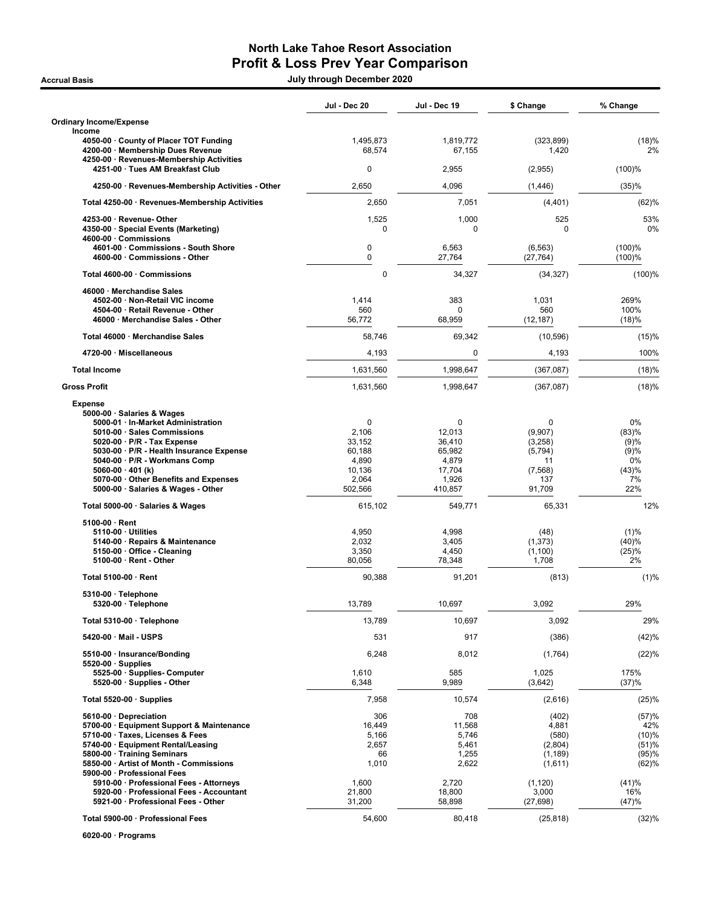# North Lake Tahoe Resort Association
## Profit & Loss Prev Year Comparison

**Accrual Basis** — **July through December 2020**

| | Jul - Dec 20 | Jul - Dec 19 | $ Change | % Change |
|---|---|---|---|---|
| **Ordinary Income/Expense** | | | | |
| **Income** | | | | |
| 4050-00 · County of Placer TOT Funding | 1,495,873 | 1,819,772 | (323,899) | (18)% |
| 4200-00 · Membership Dues Revenue | 68,574 | 67,155 | 1,420 | 2% |
| 4250-00 · Revenues-Membership Activities | | | | |
| 4251-00 · Tues AM Breakfast Club | 0 | 2,955 | (2,955) | (100)% |
| 4250-00 · Revenues-Membership Activities - Other | 2,650 | 4,096 | (1,446) | (35)% |
| Total 4250-00 · Revenues-Membership Activities | 2,650 | 7,051 | (4,401) | (62)% |
| 4253-00 · Revenue- Other | 1,525 | 1,000 | 525 | 53% |
| 4350-00 · Special Events (Marketing) | 0 | 0 | 0 | 0% |
| 4600-00 · Commissions | | | | |
| 4601-00 · Commissions - South Shore | 0 | 6,563 | (6,563) | (100)% |
| 4600-00 · Commissions - Other | 0 | 27,764 | (27,764) | (100)% |
| Total 4600-00 · Commissions | 0 | 34,327 | (34,327) | (100)% |
| 46000 · Merchandise Sales | | | | |
| 4502-00 · Non-Retail VIC income | 1,414 | 383 | 1,031 | 269% |
| 4504-00 · Retail Revenue - Other | 560 | 0 | 560 | 100% |
| 46000 · Merchandise Sales - Other | 56,772 | 68,959 | (12,187) | (18)% |
| Total 46000 · Merchandise Sales | 58,746 | 69,342 | (10,596) | (15)% |
| 4720-00 · Miscellaneous | 4,193 | 0 | 4,193 | 100% |
| **Total Income** | 1,631,560 | 1,998,647 | (367,087) | (18)% |
| **Gross Profit** | 1,631,560 | 1,998,647 | (367,087) | (18)% |
| **Expense** | | | | |
| 5000-00 · Salaries & Wages | | | | |
| 5000-01 · In-Market Administration | 0 | 0 | 0 | 0% |
| 5010-00 · Sales Commissions | 2,106 | 12,013 | (9,907) | (83)% |
| 5020-00 · P/R - Tax Expense | 33,152 | 36,410 | (3,258) | (9)% |
| 5030-00 · P/R - Health Insurance Expense | 60,188 | 65,982 | (5,794) | (9)% |
| 5040-00 · P/R - Workmans Comp | 4,890 | 4,879 | 11 | 0% |
| 5060-00 · 401 (k) | 10,136 | 17,704 | (7,568) | (43)% |
| 5070-00 · Other Benefits and Expenses | 2,064 | 1,926 | 137 | 7% |
| 5000-00 · Salaries & Wages - Other | 502,566 | 410,857 | 91,709 | 22% |
| Total 5000-00 · Salaries & Wages | 615,102 | 549,771 | 65,331 | 12% |
| 5100-00 · Rent | | | | |
| 5110-00 · Utilities | 4,950 | 4,998 | (48) | (1)% |
| 5140-00 · Repairs & Maintenance | 2,032 | 3,405 | (1,373) | (40)% |
| 5150-00 · Office - Cleaning | 3,350 | 4,450 | (1,100) | (25)% |
| 5100-00 · Rent - Other | 80,056 | 78,348 | 1,708 | 2% |
| Total 5100-00 · Rent | 90,388 | 91,201 | (813) | (1)% |
| 5310-00 · Telephone | | | | |
| 5320-00 · Telephone | 13,789 | 10,697 | 3,092 | 29% |
| Total 5310-00 · Telephone | 13,789 | 10,697 | 3,092 | 29% |
| 5420-00 · Mail - USPS | 531 | 917 | (386) | (42)% |
| 5510-00 · Insurance/Bonding | 6,248 | 8,012 | (1,764) | (22)% |
| 5520-00 · Supplies | | | | |
| 5525-00 · Supplies- Computer | 1,610 | 585 | 1,025 | 175% |
| 5520-00 · Supplies - Other | 6,348 | 9,989 | (3,642) | (37)% |
| Total 5520-00 · Supplies | 7,958 | 10,574 | (2,616) | (25)% |
| 5610-00 · Depreciation | 306 | 708 | (402) | (57)% |
| 5700-00 · Equipment Support & Maintenance | 16,449 | 11,568 | 4,881 | 42% |
| 5710-00 · Taxes, Licenses & Fees | 5,166 | 5,746 | (580) | (10)% |
| 5740-00 · Equipment Rental/Leasing | 2,657 | 5,461 | (2,804) | (51)% |
| 5800-00 · Training Seminars | 66 | 1,255 | (1,189) | (95)% |
| 5850-00 · Artist of Month - Commissions | 1,010 | 2,622 | (1,611) | (62)% |
| 5900-00 · Professional Fees | | | | |
| 5910-00 · Professional Fees - Attorneys | 1,600 | 2,720 | (1,120) | (41)% |
| 5920-00 · Professional Fees - Accountant | 21,800 | 18,800 | 3,000 | 16% |
| 5921-00 · Professional Fees - Other | 31,200 | 58,898 | (27,698) | (47)% |
| Total 5900-00 · Professional Fees | 54,600 | 80,418 | (25,818) | (32)% |
| 6020-00 · Programs | | | | |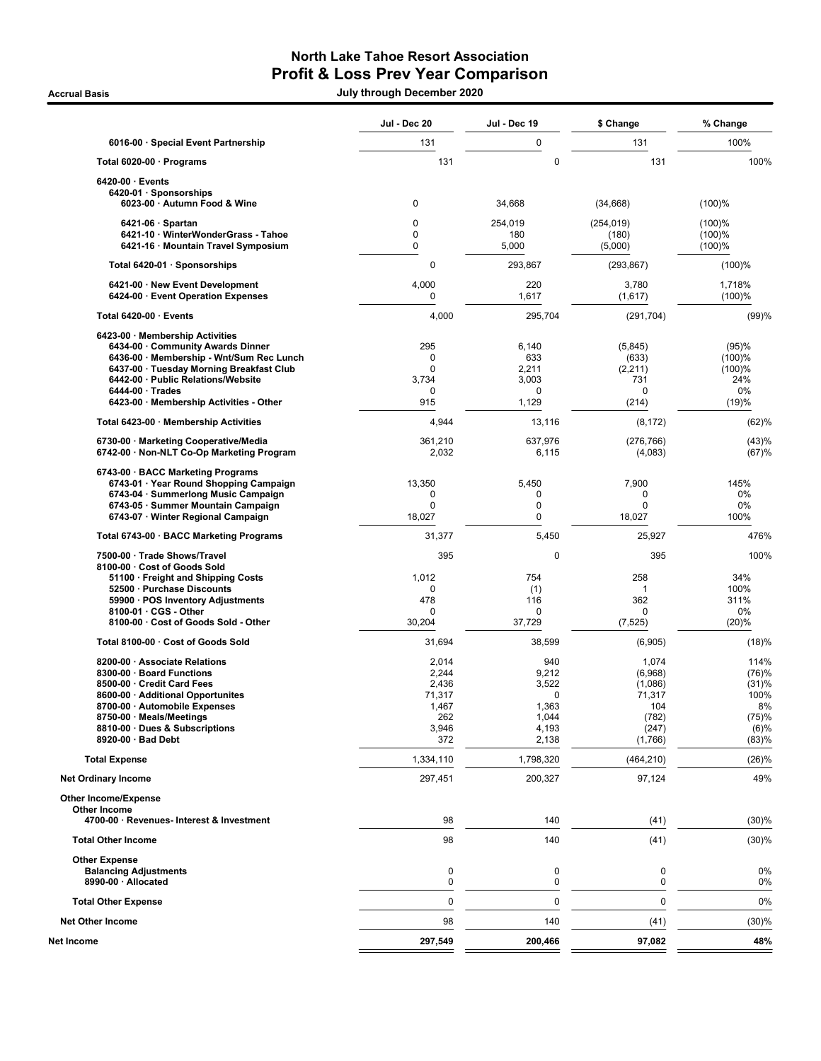# North Lake Tahoe Resort Association
## Profit & Loss Prev Year Comparison

**Accrual Basis** — July through December 2020

| | Jul - Dec 20 | Jul - Dec 19 | $ Change | % Change |
|---|---|---|---|---|
| 6016-00 · Special Event Partnership | 131 | 0 | 131 | 100% |
| **Total 6020-00 · Programs** | 131 | 0 | 131 | 100% |
| **6420-00 · Events** | | | | |
| **6420-01 · Sponsorships** | | | | |
| 6023-00 · Autumn Food & Wine | 0 | 34,668 | (34,668) | (100)% |
| 6421-06 · Spartan | 0 | 254,019 | (254,019) | (100)% |
| 6421-10 · WinterWonderGrass - Tahoe | 0 | 180 | (180) | (100)% |
| 6421-16 · Mountain Travel Symposium | 0 | 5,000 | (5,000) | (100)% |
| **Total 6420-01 · Sponsorships** | 0 | 293,867 | (293,867) | (100)% |
| 6421-00 · New Event Development | 4,000 | 220 | 3,780 | 1,718% |
| 6424-00 · Event Operation Expenses | 0 | 1,617 | (1,617) | (100)% |
| **Total 6420-00 · Events** | 4,000 | 295,704 | (291,704) | (99)% |
| **6423-00 · Membership Activities** | | | | |
| 6434-00 · Community Awards Dinner | 295 | 6,140 | (5,845) | (95)% |
| 6436-00 · Membership - Wnt/Sum Rec Lunch | 0 | 633 | (633) | (100)% |
| 6437-00 · Tuesday Morning Breakfast Club | 0 | 2,211 | (2,211) | (100)% |
| 6442-00 · Public Relations/Website | 3,734 | 3,003 | 731 | 24% |
| 6444-00 · Trades | 0 | 0 | 0 | 0% |
| 6423-00 · Membership Activities - Other | 915 | 1,129 | (214) | (19)% |
| **Total 6423-00 · Membership Activities** | 4,944 | 13,116 | (8,172) | (62)% |
| 6730-00 · Marketing Cooperative/Media | 361,210 | 637,976 | (276,766) | (43)% |
| 6742-00 · Non-NLT Co-Op Marketing Program | 2,032 | 6,115 | (4,083) | (67)% |
| **6743-00 · BACC Marketing Programs** | | | | |
| 6743-01 · Year Round Shopping Campaign | 13,350 | 5,450 | 7,900 | 145% |
| 6743-04 · Summerlong Music Campaign | 0 | 0 | 0 | 0% |
| 6743-05 · Summer Mountain Campaign | 0 | 0 | 0 | 0% |
| 6743-07 · Winter Regional Campaign | 18,027 | 0 | 18,027 | 100% |
| **Total 6743-00 · BACC Marketing Programs** | 31,377 | 5,450 | 25,927 | 476% |
| 7500-00 · Trade Shows/Travel | 395 | 0 | 395 | 100% |
| **8100-00 · Cost of Goods Sold** | | | | |
| 51100 · Freight and Shipping Costs | 1,012 | 754 | 258 | 34% |
| 52500 · Purchase Discounts | 0 | (1) | 1 | 100% |
| 59900 · POS Inventory Adjustments | 478 | 116 | 362 | 311% |
| 8100-01 · CGS - Other | 0 | 0 | 0 | 0% |
| 8100-00 · Cost of Goods Sold - Other | 30,204 | 37,729 | (7,525) | (20)% |
| **Total 8100-00 · Cost of Goods Sold** | 31,694 | 38,599 | (6,905) | (18)% |
| 8200-00 · Associate Relations | 2,014 | 940 | 1,074 | 114% |
| 8300-00 · Board Functions | 2,244 | 9,212 | (6,968) | (76)% |
| 8500-00 · Credit Card Fees | 2,436 | 3,522 | (1,086) | (31)% |
| 8600-00 · Additional Opportunites | 71,317 | 0 | 71,317 | 100% |
| 8700-00 · Automobile Expenses | 1,467 | 1,363 | 104 | 8% |
| 8750-00 · Meals/Meetings | 262 | 1,044 | (782) | (75)% |
| 8810-00 · Dues & Subscriptions | 3,946 | 4,193 | (247) | (6)% |
| 8920-00 · Bad Debt | 372 | 2,138 | (1,766) | (83)% |
| **Total Expense** | 1,334,110 | 1,798,320 | (464,210) | (26)% |
| **Net Ordinary Income** | 297,451 | 200,327 | 97,124 | 49% |
| **Other Income/Expense** | | | | |
| **Other Income** | | | | |
| 4700-00 · Revenues- Interest & Investment | 98 | 140 | (41) | (30)% |
| **Total Other Income** | 98 | 140 | (41) | (30)% |
| **Other Expense** | | | | |
| Balancing Adjustments | 0 | 0 | 0 | 0% |
| 8990-00 · Allocated | 0 | 0 | 0 | 0% |
| **Total Other Expense** | 0 | 0 | 0 | 0% |
| **Net Other Income** | 98 | 140 | (41) | (30)% |
| **Net Income** | **297,549** | **200,466** | **97,082** | **48%** |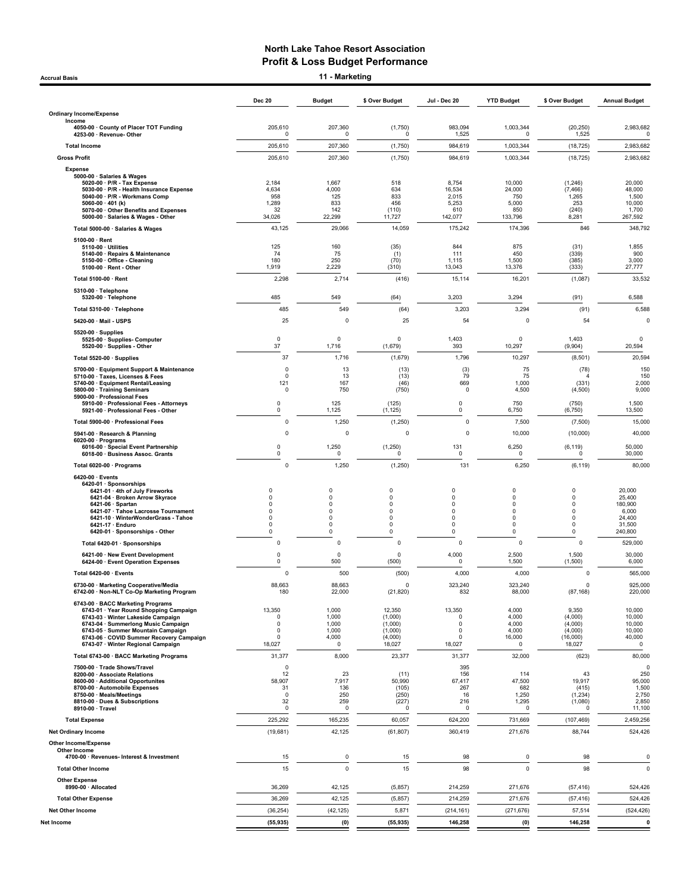# North Lake Tahoe Resort Association
## Profit & Loss Budget Performance

**Accrual Basis**

**11 - Marketing**

| | Dec 20 | Budget | $ Over Budget | Jul - Dec 20 | YTD Budget | $ Over Budget | Annual Budget |
|---|---|---|---|---|---|---|---|
| **Ordinary Income/Expense** | | | | | | | |
| Income | | | | | | | |
| 4050-00 · County of Placer TOT Funding | 205,610 | 207,360 | (1,750) | 983,094 | 1,003,344 | (20,250) | 2,983,682 |
| 4253-00 · Revenue- Other | 0 | 0 | 0 | 1,525 | 0 | 1,525 | 0 |
| **Total Income** | 205,610 | 207,360 | (1,750) | 984,619 | 1,003,344 | (18,725) | 2,983,682 |
| **Gross Profit** | 205,610 | 207,360 | (1,750) | 984,619 | 1,003,344 | (18,725) | 2,983,682 |
| Expense | | | | | | | |
| 5000-00 · Salaries & Wages | | | | | | | |
| 5020-00 · P/R - Tax Expense | 2,184 | 1,667 | 518 | 8,754 | 10,000 | (1,246) | 20,000 |
| 5030-00 · P/R - Health Insurance Expense | 4,634 | 4,000 | 634 | 16,534 | 24,000 | (7,466) | 48,000 |
| 5040-00 · P/R - Workmans Comp | 958 | 125 | 833 | 2,015 | 750 | 1,265 | 1,500 |
| 5060-00 · 401 (k) | 1,289 | 833 | 456 | 5,253 | 5,000 | 253 | 10,000 |
| 5070-00 · Other Benefits and Expenses | 32 | 142 | (110) | 610 | 850 | (240) | 1,700 |
| 5000-00 · Salaries & Wages - Other | 34,026 | 22,299 | 11,727 | 142,077 | 133,796 | 8,281 | 267,592 |
| Total 5000-00 · Salaries & Wages | 43,125 | 29,066 | 14,059 | 175,242 | 174,396 | 846 | 348,792 |
| 5100-00 · Rent | | | | | | | |
| 5110-00 · Utilities | 125 | 160 | (35) | 844 | 875 | (31) | 1,855 |
| 5140-00 · Repairs & Maintenance | 74 | 75 | (1) | 111 | 450 | (339) | 900 |
| 5150-00 · Office - Cleaning | 180 | 250 | (70) | 1,115 | 1,500 | (385) | 3,000 |
| 5100-00 · Rent - Other | 1,919 | 2,229 | (310) | 13,043 | 13,376 | (333) | 27,777 |
| Total 5100-00 · Rent | 2,298 | 2,714 | (416) | 15,114 | 16,201 | (1,087) | 33,532 |
| 5310-00 · Telephone | | | | | | | |
| 5320-00 · Telephone | 485 | 549 | (64) | 3,203 | 3,294 | (91) | 6,588 |
| Total 5310-00 · Telephone | 485 | 549 | (64) | 3,203 | 3,294 | (91) | 6,588 |
| 5420-00 · Mail - USPS | 25 | 0 | 25 | 54 | 0 | 54 | 0 |
| 5520-00 · Supplies | | | | | | | |
| 5525-00 · Supplies- Computer | 0 | 0 | 0 | 1,403 | 0 | 1,403 | 0 |
| 5520-00 · Supplies - Other | 37 | 1,716 | (1,679) | 393 | 10,297 | (9,904) | 20,594 |
| Total 5520-00 · Supplies | 37 | 1,716 | (1,679) | 1,796 | 10,297 | (8,501) | 20,594 |
| 5700-00 · Equipment Support & Maintenance | 0 | 13 | (13) | (3) | 75 | (78) | 150 |
| 5710-00 · Taxes, Licenses & Fees | 0 | 13 | (13) | 79 | 75 | 4 | 150 |
| 5740-00 · Equipment Rental/Leasing | 121 | 167 | (46) | 669 | 1,000 | (331) | 2,000 |
| 5800-00 · Training Seminars | 0 | 750 | (750) | 0 | 4,500 | (4,500) | 9,000 |
| 5900-00 · Professional Fees | | | | | | | |
| 5910-00 · Professional Fees - Attorneys | 0 | 125 | (125) | 0 | 750 | (750) | 1,500 |
| 5921-00 · Professional Fees - Other | 0 | 1,125 | (1,125) | 0 | 6,750 | (6,750) | 13,500 |
| Total 5900-00 · Professional Fees | 0 | 1,250 | (1,250) | 0 | 7,500 | (7,500) | 15,000 |
| 5941-00 · Research & Planning | 0 | 0 | 0 | 0 | 10,000 | (10,000) | 40,000 |
| 6020-00 · Programs | | | | | | | |
| 6016-00 · Special Event Partnership | 0 | 1,250 | (1,250) | 131 | 6,250 | (6,119) | 50,000 |
| 6018-00 · Business Assoc. Grants | 0 | 0 | 0 | 0 | 0 | 0 | 30,000 |
| Total 6020-00 · Programs | 0 | 1,250 | (1,250) | 131 | 6,250 | (6,119) | 80,000 |
| 6420-00 · Events | | | | | | | |
| 6420-01 · Sponsorships | | | | | | | |
| 6421-01 · 4th of July Fireworks | 0 | 0 | 0 | 0 | 0 | 0 | 20,000 |
| 6421-04 · Broken Arrow Skyrace | 0 | 0 | 0 | 0 | 0 | 0 | 25,400 |
| 6421-06 · Spartan | 0 | 0 | 0 | 0 | 0 | 0 | 180,900 |
| 6421-07 · Tahoe Lacrosse Tournament | 0 | 0 | 0 | 0 | 0 | 0 | 6,000 |
| 6421-10 · WinterWonderGrass - Tahoe | 0 | 0 | 0 | 0 | 0 | 0 | 24,400 |
| 6421-17 · Enduro | 0 | 0 | 0 | 0 | 0 | 0 | 31,500 |
| 6420-01 · Sponsorships - Other | 0 | 0 | 0 | 0 | 0 | 0 | 240,800 |
| Total 6420-01 · Sponsorships | 0 | 0 | 0 | 0 | 0 | 0 | 529,000 |
| 6421-00 · New Event Development | 0 | 0 | 0 | 4,000 | 2,500 | 1,500 | 30,000 |
| 6424-00 · Event Operation Expenses | 0 | 500 | (500) | 0 | 1,500 | (1,500) | 6,000 |
| Total 6420-00 · Events | 0 | 500 | (500) | 4,000 | 4,000 | 0 | 565,000 |
| 6730-00 · Marketing Cooperative/Media | 88,663 | 88,663 | 0 | 323,240 | 323,240 | 0 | 925,000 |
| 6742-00 · Non-NLT Co-Op Marketing Program | 180 | 22,000 | (21,820) | 832 | 88,000 | (87,168) | 220,000 |
| 6743-00 · BACC Marketing Programs | | | | | | | |
| 6743-01 · Year Round Shopping Campaign | 13,350 | 1,000 | 12,350 | 13,350 | 4,000 | 9,350 | 10,000 |
| 6743-03 · Winter Lakeside Campaign | 0 | 1,000 | (1,000) | 0 | 4,000 | (4,000) | 10,000 |
| 6743-04 · Summerlong Music Campaign | 0 | 1,000 | (1,000) | 0 | 4,000 | (4,000) | 10,000 |
| 6743-05 · Summer Mountain Campaign | 0 | 1,000 | (1,000) | 0 | 4,000 | (4,000) | 10,000 |
| 6743-06 · COVID Summer Recovery Campaign | 0 | 4,000 | (4,000) | 0 | 16,000 | (16,000) | 40,000 |
| 6743-07 · Winter Regional Campaign | 18,027 | 0 | 18,027 | 18,027 | 0 | 18,027 | 0 |
| Total 6743-00 · BACC Marketing Programs | 31,377 | 8,000 | 23,377 | 31,377 | 32,000 | (623) | 80,000 |
| 7500-00 · Trade Shows/Travel | 0 | | | 395 | | | 0 |
| 8200-00 · Associate Relations | 12 | 23 | (11) | 156 | 114 | 43 | 250 |
| 8600-00 · Additional Opportunites | 58,907 | 7,917 | 50,990 | 67,417 | 47,500 | 19,917 | 95,000 |
| 8700-00 · Automobile Expenses | 31 | 136 | (105) | 267 | 682 | (415) | 1,500 |
| 8750-00 · Meals/Meetings | 0 | 250 | (250) | 16 | 1,250 | (1,234) | 2,750 |
| 8810-00 · Dues & Subscriptions | 32 | 259 | (227) | 216 | 1,295 | (1,080) | 2,850 |
| 8910-00 · Travel | 0 | 0 | 0 | 0 | 0 | 0 | 11,100 |
| **Total Expense** | 225,292 | 165,235 | 60,057 | 624,200 | 731,669 | (107,469) | 2,459,256 |
| **Net Ordinary Income** | (19,681) | 42,125 | (61,807) | 360,419 | 271,676 | 88,744 | 524,426 |
| **Other Income/Expense** | | | | | | | |
| Other Income | | | | | | | |
| 4700-00 · Revenues- Interest & Investment | 15 | 0 | 15 | 98 | 0 | 98 | 0 |
| **Total Other Income** | 15 | 0 | 15 | 98 | 0 | 98 | 0 |
| Other Expense | | | | | | | |
| 8990-00 · Allocated | 36,269 | 42,125 | (5,857) | 214,259 | 271,676 | (57,416) | 524,426 |
| **Total Other Expense** | 36,269 | 42,125 | (5,857) | 214,259 | 271,676 | (57,416) | 524,426 |
| **Net Other Income** | (36,254) | (42,125) | 5,871 | (214,161) | (271,676) | 57,514 | (524,426) |
| **Net Income** | **(55,935)** | **(0)** | **(55,935)** | **146,258** | **(0)** | **146,258** | **0** |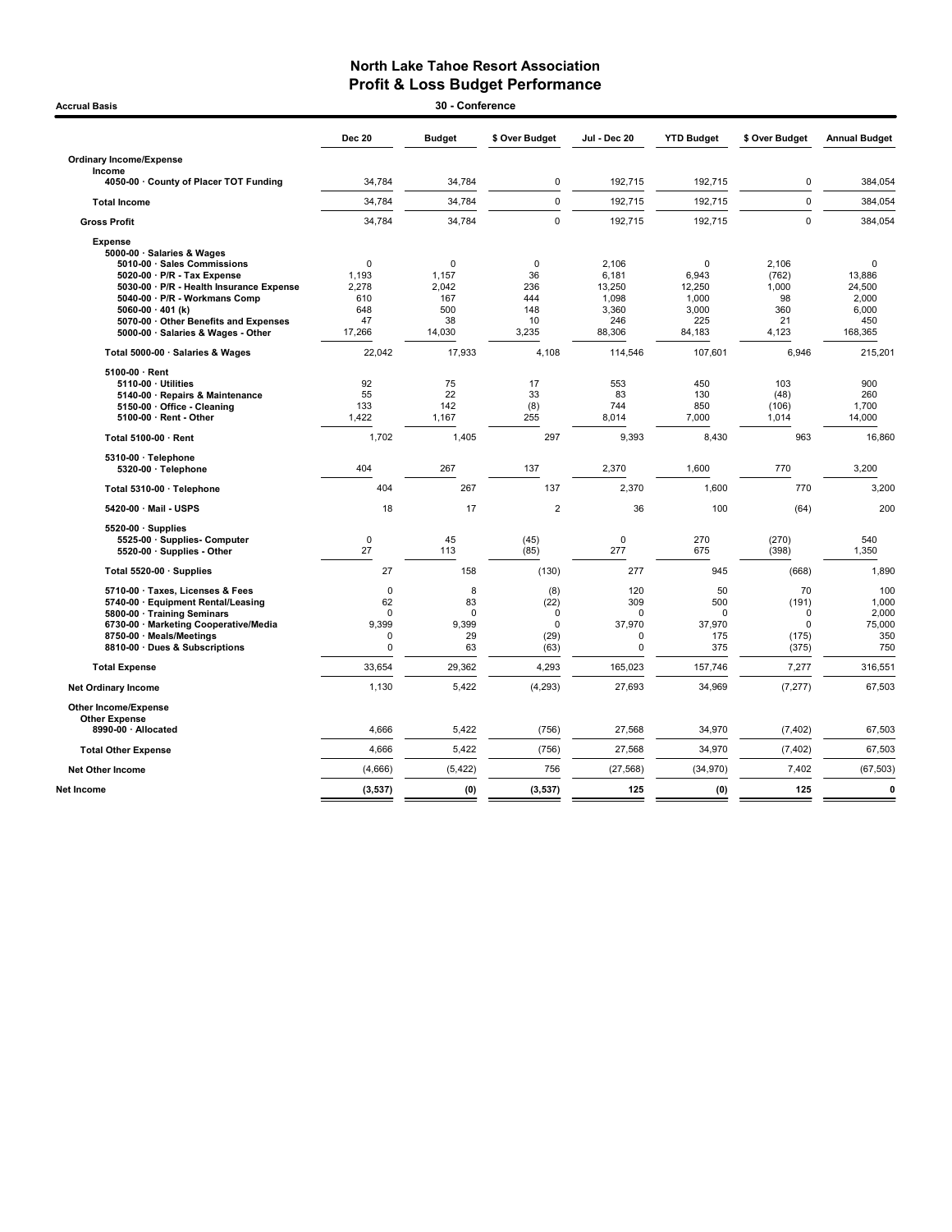# North Lake Tahoe Resort Association
## Profit & Loss Budget Performance

**Accrual Basis** — **30 - Conference**

| | Dec 20 | Budget | $ Over Budget | Jul - Dec 20 | YTD Budget | $ Over Budget | Annual Budget |
|---|---|---|---|---|---|---|---|
| **Ordinary Income/Expense** | | | | | | | |
| **Income** | | | | | | | |
| 4050-00 · County of Placer TOT Funding | 34,784 | 34,784 | 0 | 192,715 | 192,715 | 0 | 384,054 |
| **Total Income** | 34,784 | 34,784 | 0 | 192,715 | 192,715 | 0 | 384,054 |
| **Gross Profit** | 34,784 | 34,784 | 0 | 192,715 | 192,715 | 0 | 384,054 |
| **Expense** | | | | | | | |
| 5000-00 · Salaries & Wages | | | | | | | |
| 5010-00 · Sales Commissions | 0 | 0 | 0 | 2,106 | 0 | 2,106 | 0 |
| 5020-00 · P/R - Tax Expense | 1,193 | 1,157 | 36 | 6,181 | 6,943 | (762) | 13,886 |
| 5030-00 · P/R - Health Insurance Expense | 2,278 | 2,042 | 236 | 13,250 | 12,250 | 1,000 | 24,500 |
| 5040-00 · P/R - Workmans Comp | 610 | 167 | 444 | 1,098 | 1,000 | 98 | 2,000 |
| 5060-00 · 401 (k) | 648 | 500 | 148 | 3,360 | 3,000 | 360 | 6,000 |
| 5070-00 · Other Benefits and Expenses | 47 | 38 | 10 | 246 | 225 | 21 | 450 |
| 5000-00 · Salaries & Wages - Other | 17,266 | 14,030 | 3,235 | 88,306 | 84,183 | 4,123 | 168,365 |
| **Total 5000-00 · Salaries & Wages** | 22,042 | 17,933 | 4,108 | 114,546 | 107,601 | 6,946 | 215,201 |
| 5100-00 · Rent | | | | | | | |
| 5110-00 · Utilities | 92 | 75 | 17 | 553 | 450 | 103 | 900 |
| 5140-00 · Repairs & Maintenance | 55 | 22 | 33 | 83 | 130 | (48) | 260 |
| 5150-00 · Office - Cleaning | 133 | 142 | (8) | 744 | 850 | (106) | 1,700 |
| 5100-00 · Rent - Other | 1,422 | 1,167 | 255 | 8,014 | 7,000 | 1,014 | 14,000 |
| **Total 5100-00 · Rent** | 1,702 | 1,405 | 297 | 9,393 | 8,430 | 963 | 16,860 |
| 5310-00 · Telephone | | | | | | | |
| 5320-00 · Telephone | 404 | 267 | 137 | 2,370 | 1,600 | 770 | 3,200 |
| **Total 5310-00 · Telephone** | 404 | 267 | 137 | 2,370 | 1,600 | 770 | 3,200 |
| 5420-00 · Mail - USPS | 18 | 17 | 2 | 36 | 100 | (64) | 200 |
| 5520-00 · Supplies | | | | | | | |
| 5525-00 · Supplies- Computer | 0 | 45 | (45) | 0 | 270 | (270) | 540 |
| 5520-00 · Supplies - Other | 27 | 113 | (85) | 277 | 675 | (398) | 1,350 |
| **Total 5520-00 · Supplies** | 27 | 158 | (130) | 277 | 945 | (668) | 1,890 |
| 5710-00 · Taxes, Licenses & Fees | 0 | 8 | (8) | 120 | 50 | 70 | 100 |
| 5740-00 · Equipment Rental/Leasing | 62 | 83 | (22) | 309 | 500 | (191) | 1,000 |
| 5800-00 · Training Seminars | 0 | 0 | 0 | 0 | 0 | 0 | 2,000 |
| 6730-00 · Marketing Cooperative/Media | 9,399 | 9,399 | 0 | 37,970 | 37,970 | 0 | 75,000 |
| 8750-00 · Meals/Meetings | 0 | 29 | (29) | 0 | 175 | (175) | 350 |
| 8810-00 · Dues & Subscriptions | 0 | 63 | (63) | 0 | 375 | (375) | 750 |
| **Total Expense** | 33,654 | 29,362 | 4,293 | 165,023 | 157,746 | 7,277 | 316,551 |
| **Net Ordinary Income** | 1,130 | 5,422 | (4,293) | 27,693 | 34,969 | (7,277) | 67,503 |
| **Other Income/Expense** | | | | | | | |
| **Other Expense** | | | | | | | |
| 8990-00 · Allocated | 4,666 | 5,422 | (756) | 27,568 | 34,970 | (7,402) | 67,503 |
| **Total Other Expense** | 4,666 | 5,422 | (756) | 27,568 | 34,970 | (7,402) | 67,503 |
| **Net Other Income** | (4,666) | (5,422) | 756 | (27,568) | (34,970) | 7,402 | (67,503) |
| **Net Income** | **(3,537)** | **(0)** | **(3,537)** | **125** | **(0)** | **125** | **0** |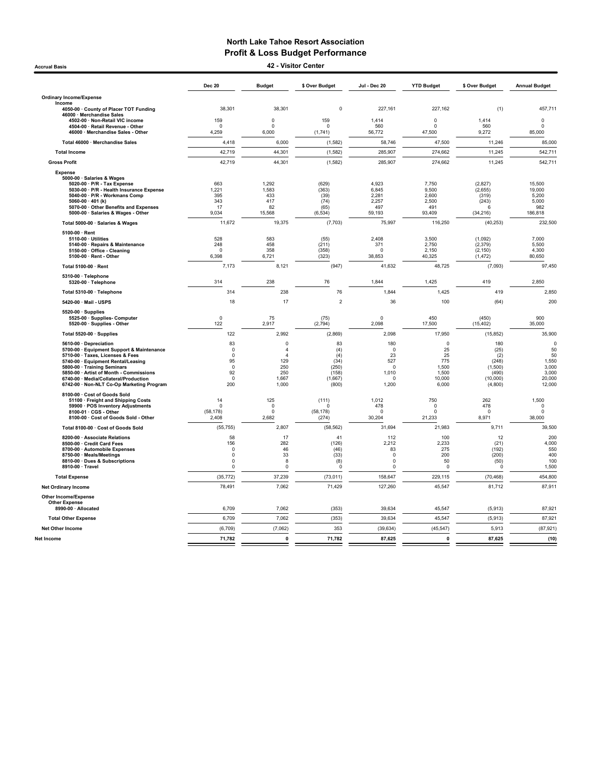# North Lake Tahoe Resort Association
## Profit & Loss Budget Performance
### 42 - Visitor Center

Accrual Basis

| | Dec 20 | Budget | $ Over Budget | Jul - Dec 20 | YTD Budget | $ Over Budget | Annual Budget |
|---|---|---|---|---|---|---|---|
| **Ordinary Income/Expense** | | | | | | | |
| **Income** | | | | | | | |
| 4050-00 · County of Placer TOT Funding | 38,301 | 38,301 | 0 | 227,161 | 227,162 | (1) | 457,711 |
| 46000 · Merchandise Sales | | | | | | | |
| 4502-00 · Non-Retail VIC income | 159 | 0 | 159 | 1,414 | 0 | 1,414 | 0 |
| 4504-00 · Retail Revenue - Other | 0 | 0 | 0 | 560 | 0 | 560 | 0 |
| 46000 · Merchandise Sales - Other | 4,259 | 6,000 | (1,741) | 56,772 | 47,500 | 9,272 | 85,000 |
| Total 46000 · Merchandise Sales | 4,418 | 6,000 | (1,582) | 58,746 | 47,500 | 11,246 | 85,000 |
| **Total Income** | 42,719 | 44,301 | (1,582) | 285,907 | 274,662 | 11,245 | 542,711 |
| **Gross Profit** | 42,719 | 44,301 | (1,582) | 285,907 | 274,662 | 11,245 | 542,711 |
| **Expense** | | | | | | | |
| 5000-00 · Salaries & Wages | | | | | | | |
| 5020-00 · P/R - Tax Expense | 663 | 1,292 | (629) | 4,923 | 7,750 | (2,827) | 15,500 |
| 5030-00 · P/R - Health Insurance Expense | 1,221 | 1,583 | (363) | 6,845 | 9,500 | (2,655) | 19,000 |
| 5040-00 · P/R - Workmans Comp | 395 | 433 | (39) | 2,281 | 2,600 | (319) | 5,200 |
| 5060-00 · 401 (k) | 343 | 417 | (74) | 2,257 | 2,500 | (243) | 5,000 |
| 5070-00 · Other Benefits and Expenses | 17 | 82 | (65) | 497 | 491 | 6 | 982 |
| 5000-00 · Salaries & Wages - Other | 9,034 | 15,568 | (6,534) | 59,193 | 93,409 | (34,216) | 186,818 |
| Total 5000-00 · Salaries & Wages | 11,672 | 19,375 | (7,703) | 75,997 | 116,250 | (40,253) | 232,500 |
| 5100-00 · Rent | | | | | | | |
| 5110-00 · Utilities | 528 | 583 | (55) | 2,408 | 3,500 | (1,092) | 7,000 |
| 5140-00 · Repairs & Maintenance | 248 | 458 | (211) | 371 | 2,750 | (2,379) | 5,500 |
| 5150-00 · Office - Cleaning | 0 | 358 | (358) | 0 | 2,150 | (2,150) | 4,300 |
| 5100-00 · Rent - Other | 6,398 | 6,721 | (323) | 38,853 | 40,325 | (1,472) | 80,650 |
| Total 5100-00 · Rent | 7,173 | 8,121 | (947) | 41,632 | 48,725 | (7,093) | 97,450 |
| 5310-00 · Telephone | | | | | | | |
| 5320-00 · Telephone | 314 | 238 | 76 | 1,844 | 1,425 | 419 | 2,850 |
| Total 5310-00 · Telephone | 314 | 238 | 76 | 1,844 | 1,425 | 419 | 2,850 |
| 5420-00 · Mail - USPS | 18 | 17 | 2 | 36 | 100 | (64) | 200 |
| 5520-00 · Supplies | | | | | | | |
| 5525-00 · Supplies- Computer | 0 | 75 | (75) | 0 | 450 | (450) | 900 |
| 5520-00 · Supplies - Other | 122 | 2,917 | (2,794) | 2,098 | 17,500 | (15,402) | 35,000 |
| Total 5520-00 · Supplies | 122 | 2,992 | (2,869) | 2,098 | 17,950 | (15,852) | 35,900 |
| 5610-00 · Depreciation | 83 | 0 | 83 | 180 | 0 | 180 | 0 |
| 5700-00 · Equipment Support & Maintenance | 0 | 4 | (4) | 0 | 25 | (25) | 50 |
| 5710-00 · Taxes, Licenses & Fees | 0 | 4 | (4) | 23 | 25 | (2) | 50 |
| 5740-00 · Equipment Rental/Leasing | 95 | 129 | (34) | 527 | 775 | (248) | 1,550 |
| 5800-00 · Training Seminars | 0 | 250 | (250) | 0 | 1,500 | (1,500) | 3,000 |
| 5850-00 · Artist of Month - Commissions | 92 | 250 | (158) | 1,010 | 1,500 | (490) | 3,000 |
| 6740-00 · Media/Collateral/Production | 0 | 1,667 | (1,667) | 0 | 10,000 | (10,000) | 20,000 |
| 6742-00 · Non-NLT Co-Op Marketing Program | 200 | 1,000 | (800) | 1,200 | 6,000 | (4,800) | 12,000 |
| 8100-00 · Cost of Goods Sold | | | | | | | |
| 51100 · Freight and Shipping Costs | 14 | 125 | (111) | 1,012 | 750 | 262 | 1,500 |
| 59900 · POS Inventory Adjustments | 0 | 0 | 0 | 478 | 0 | 478 | 0 |
| 8100-01 · CGS - Other | (58,178) | 0 | (58,178) | 0 | 0 | 0 | 0 |
| 8100-00 · Cost of Goods Sold - Other | 2,408 | 2,682 | (274) | 30,204 | 21,233 | 8,971 | 38,000 |
| Total 8100-00 · Cost of Goods Sold | (55,755) | 2,807 | (58,562) | 31,694 | 21,983 | 9,711 | 39,500 |
| 8200-00 · Associate Relations | 58 | 17 | 41 | 112 | 100 | 12 | 200 |
| 8500-00 · Credit Card Fees | 156 | 282 | (126) | 2,212 | 2,233 | (21) | 4,000 |
| 8700-00 · Automobile Expenses | 0 | 46 | (46) | 83 | 275 | (192) | 550 |
| 8750-00 · Meals/Meetings | 0 | 33 | (33) | 0 | 200 | (200) | 400 |
| 8810-00 · Dues & Subscriptions | 0 | 8 | (8) | 0 | 50 | (50) | 100 |
| 8910-00 · Travel | 0 | 0 | 0 | 0 | 0 | 0 | 1,500 |
| **Total Expense** | (35,772) | 37,239 | (73,011) | 158,647 | 229,115 | (70,468) | 454,800 |
| **Net Ordinary Income** | 78,491 | 7,062 | 71,429 | 127,260 | 45,547 | 81,712 | 87,911 |
| **Other Income/Expense** | | | | | | | |
| **Other Expense** | | | | | | | |
| 8990-00 · Allocated | 6,709 | 7,062 | (353) | 39,634 | 45,547 | (5,913) | 87,921 |
| **Total Other Expense** | 6,709 | 7,062 | (353) | 39,634 | 45,547 | (5,913) | 87,921 |
| **Net Other Income** | (6,709) | (7,062) | 353 | (39,634) | (45,547) | 5,913 | (87,921) |
| **Net Income** | **71,782** | **0** | **71,782** | **87,625** | **0** | **87,625** | **(10)** |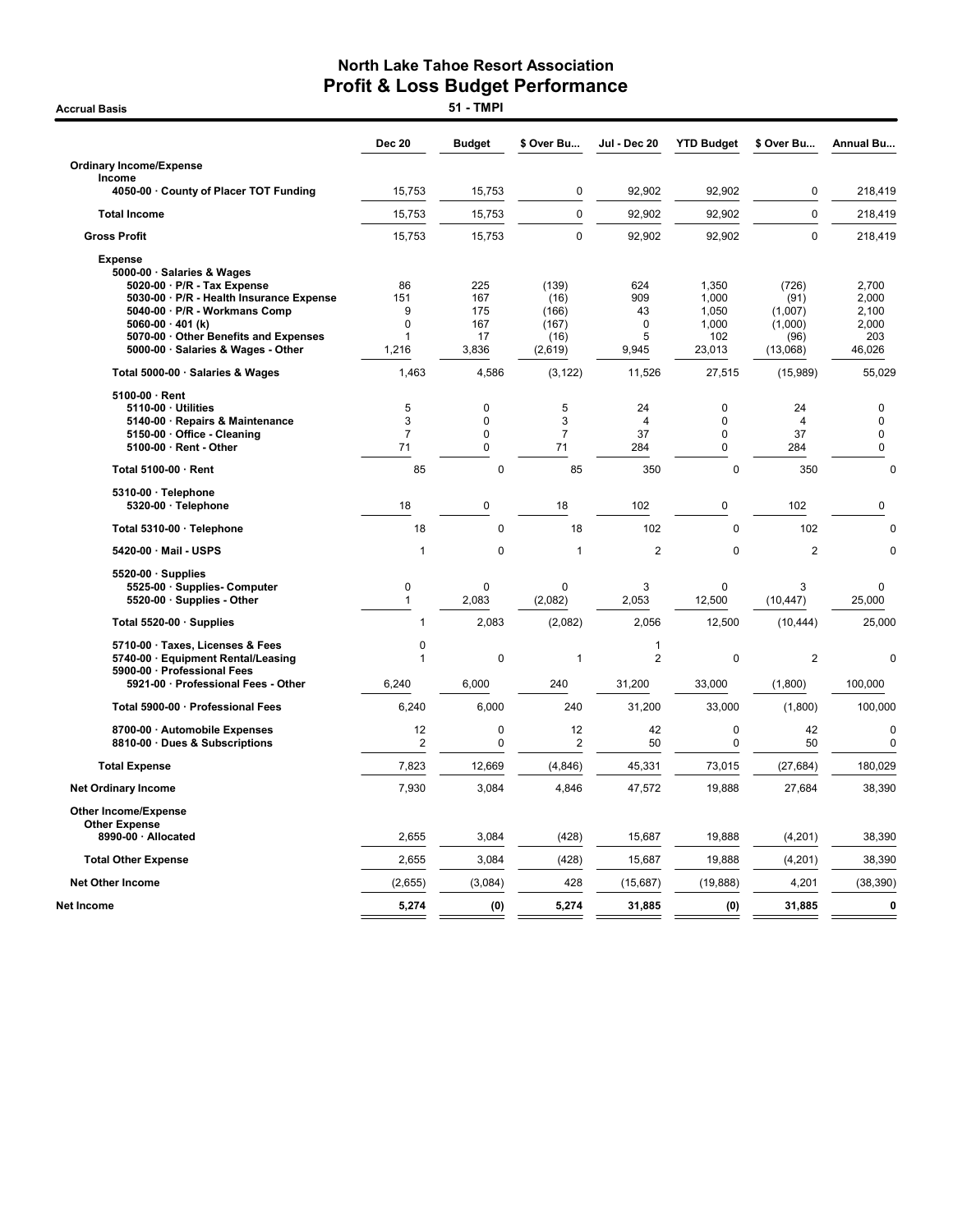# North Lake Tahoe Resort Association
## Profit & Loss Budget Performance
### 51 - TMPI

**Accrual Basis**

| | Dec 20 | Budget | $ Over Bu... | Jul - Dec 20 | YTD Budget | $ Over Bu... | Annual Bu... |
|---|---|---|---|---|---|---|---|
| **Ordinary Income/Expense** | | | | | | | |
| **Income** | | | | | | | |
| 4050-00 · County of Placer TOT Funding | 15,753 | 15,753 | 0 | 92,902 | 92,902 | 0 | 218,419 |
| **Total Income** | 15,753 | 15,753 | 0 | 92,902 | 92,902 | 0 | 218,419 |
| **Gross Profit** | 15,753 | 15,753 | 0 | 92,902 | 92,902 | 0 | 218,419 |
| **Expense** | | | | | | | |
| 5000-00 · Salaries & Wages | | | | | | | |
| 5020-00 · P/R - Tax Expense | 86 | 225 | (139) | 624 | 1,350 | (726) | 2,700 |
| 5030-00 · P/R - Health Insurance Expense | 151 | 167 | (16) | 909 | 1,000 | (91) | 2,000 |
| 5040-00 · P/R - Workmans Comp | 9 | 175 | (166) | 43 | 1,050 | (1,007) | 2,100 |
| 5060-00 · 401 (k) | 0 | 167 | (167) | 0 | 1,000 | (1,000) | 2,000 |
| 5070-00 · Other Benefits and Expenses | 1 | 17 | (16) | 5 | 102 | (96) | 203 |
| 5000-00 · Salaries & Wages - Other | 1,216 | 3,836 | (2,619) | 9,945 | 23,013 | (13,068) | 46,026 |
| Total 5000-00 · Salaries & Wages | 1,463 | 4,586 | (3,122) | 11,526 | 27,515 | (15,989) | 55,029 |
| 5100-00 · Rent | | | | | | | |
| 5110-00 · Utilities | 5 | 0 | 5 | 24 | 0 | 24 | 0 |
| 5140-00 · Repairs & Maintenance | 3 | 0 | 3 | 4 | 0 | 4 | 0 |
| 5150-00 · Office - Cleaning | 7 | 0 | 7 | 37 | 0 | 37 | 0 |
| 5100-00 · Rent - Other | 71 | 0 | 71 | 284 | 0 | 284 | 0 |
| Total 5100-00 · Rent | 85 | 0 | 85 | 350 | 0 | 350 | 0 |
| 5310-00 · Telephone | | | | | | | |
| 5320-00 · Telephone | 18 | 0 | 18 | 102 | 0 | 102 | 0 |
| Total 5310-00 · Telephone | 18 | 0 | 18 | 102 | 0 | 102 | 0 |
| 5420-00 · Mail - USPS | 1 | 0 | 1 | 2 | 0 | 2 | 0 |
| 5520-00 · Supplies | | | | | | | |
| 5525-00 · Supplies- Computer | 0 | 0 | 0 | 3 | 0 | 3 | 0 |
| 5520-00 · Supplies - Other | 1 | 2,083 | (2,082) | 2,053 | 12,500 | (10,447) | 25,000 |
| Total 5520-00 · Supplies | 1 | 2,083 | (2,082) | 2,056 | 12,500 | (10,444) | 25,000 |
| 5710-00 · Taxes, Licenses & Fees | 0 | | | 1 | | | |
| 5740-00 · Equipment Rental/Leasing | 1 | 0 | 1 | 2 | 0 | 2 | 0 |
| 5900-00 · Professional Fees | | | | | | | |
| 5921-00 · Professional Fees - Other | 6,240 | 6,000 | 240 | 31,200 | 33,000 | (1,800) | 100,000 |
| Total 5900-00 · Professional Fees | 6,240 | 6,000 | 240 | 31,200 | 33,000 | (1,800) | 100,000 |
| 8700-00 · Automobile Expenses | 12 | 0 | 12 | 42 | 0 | 42 | 0 |
| 8810-00 · Dues & Subscriptions | 2 | 0 | 2 | 50 | 0 | 50 | 0 |
| **Total Expense** | 7,823 | 12,669 | (4,846) | 45,331 | 73,015 | (27,684) | 180,029 |
| **Net Ordinary Income** | 7,930 | 3,084 | 4,846 | 47,572 | 19,888 | 27,684 | 38,390 |
| **Other Income/Expense** | | | | | | | |
| **Other Expense** | | | | | | | |
| 8990-00 · Allocated | 2,655 | 3,084 | (428) | 15,687 | 19,888 | (4,201) | 38,390 |
| **Total Other Expense** | 2,655 | 3,084 | (428) | 15,687 | 19,888 | (4,201) | 38,390 |
| **Net Other Income** | (2,655) | (3,084) | 428 | (15,687) | (19,888) | 4,201 | (38,390) |
| **Net Income** | **5,274** | **(0)** | **5,274** | **31,885** | **(0)** | **31,885** | **0** |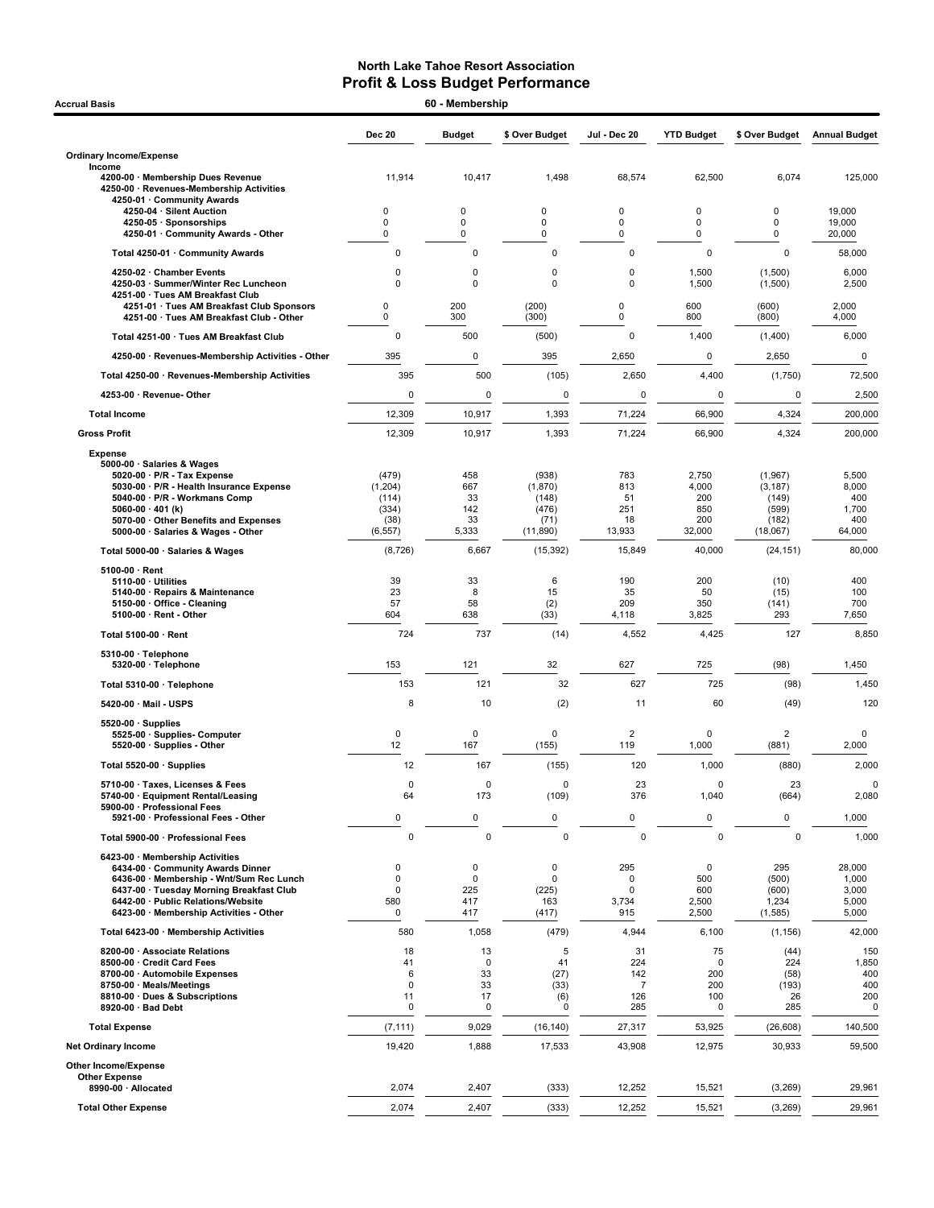# North Lake Tahoe Resort Association
## Profit & Loss Budget Performance

**Accrual Basis** — **60 - Membership**

| | Dec 20 | Budget | $ Over Budget | Jul - Dec 20 | YTD Budget | $ Over Budget | Annual Budget |
|---|---|---|---|---|---|---|---|
| **Ordinary Income/Expense** | | | | | | | |
| **Income** | | | | | | | |
| 4200-00 · Membership Dues Revenue | 11,914 | 10,417 | 1,498 | 68,574 | 62,500 | 6,074 | 125,000 |
| 4250-00 · Revenues-Membership Activities | | | | | | | |
| 4250-01 · Community Awards | | | | | | | |
| 4250-04 · Silent Auction | 0 | 0 | 0 | 0 | 0 | 0 | 19,000 |
| 4250-05 · Sponsorships | 0 | 0 | 0 | 0 | 0 | 0 | 19,000 |
| 4250-01 · Community Awards - Other | 0 | 0 | 0 | 0 | 0 | 0 | 20,000 |
| Total 4250-01 · Community Awards | 0 | 0 | 0 | 0 | 0 | 0 | 58,000 |
| 4250-02 · Chamber Events | 0 | 0 | 0 | 0 | 1,500 | (1,500) | 6,000 |
| 4250-03 · Summer/Winter Rec Luncheon | 0 | 0 | 0 | 0 | 1,500 | (1,500) | 2,500 |
| 4251-00 · Tues AM Breakfast Club | | | | | | | |
| 4251-01 · Tues AM Breakfast Club Sponsors | 0 | 200 | (200) | 0 | 600 | (600) | 2,000 |
| 4251-00 · Tues AM Breakfast Club - Other | 0 | 300 | (300) | 0 | 800 | (800) | 4,000 |
| Total 4251-00 · Tues AM Breakfast Club | 0 | 500 | (500) | 0 | 1,400 | (1,400) | 6,000 |
| 4250-00 · Revenues-Membership Activities - Other | 395 | 0 | 395 | 2,650 | 0 | 2,650 | 0 |
| Total 4250-00 · Revenues-Membership Activities | 395 | 500 | (105) | 2,650 | 4,400 | (1,750) | 72,500 |
| 4253-00 · Revenue- Other | 0 | 0 | 0 | 0 | 0 | 0 | 2,500 |
| **Total Income** | 12,309 | 10,917 | 1,393 | 71,224 | 66,900 | 4,324 | 200,000 |
| **Gross Profit** | 12,309 | 10,917 | 1,393 | 71,224 | 66,900 | 4,324 | 200,000 |
| **Expense** | | | | | | | |
| 5000-00 · Salaries & Wages | | | | | | | |
| 5020-00 · P/R - Tax Expense | (479) | 458 | (938) | 783 | 2,750 | (1,967) | 5,500 |
| 5030-00 · P/R - Health Insurance Expense | (1,204) | 667 | (1,870) | 813 | 4,000 | (3,187) | 8,000 |
| 5040-00 · P/R - Workmans Comp | (114) | 33 | (148) | 51 | 200 | (149) | 400 |
| 5060-00 · 401 (k) | (334) | 142 | (476) | 251 | 850 | (599) | 1,700 |
| 5070-00 · Other Benefits and Expenses | (38) | 33 | (71) | 18 | 200 | (182) | 400 |
| 5000-00 · Salaries & Wages - Other | (6,557) | 5,333 | (11,890) | 13,933 | 32,000 | (18,067) | 64,000 |
| Total 5000-00 · Salaries & Wages | (8,726) | 6,667 | (15,392) | 15,849 | 40,000 | (24,151) | 80,000 |
| 5100-00 · Rent | | | | | | | |
| 5110-00 · Utilities | 39 | 33 | 6 | 190 | 200 | (10) | 400 |
| 5140-00 · Repairs & Maintenance | 23 | 8 | 15 | 35 | 50 | (15) | 100 |
| 5150-00 · Office - Cleaning | 57 | 58 | (2) | 209 | 350 | (141) | 700 |
| 5100-00 · Rent - Other | 604 | 638 | (33) | 4,118 | 3,825 | 293 | 7,650 |
| Total 5100-00 · Rent | 724 | 737 | (14) | 4,552 | 4,425 | 127 | 8,850 |
| 5310-00 · Telephone | | | | | | | |
| 5320-00 · Telephone | 153 | 121 | 32 | 627 | 725 | (98) | 1,450 |
| Total 5310-00 · Telephone | 153 | 121 | 32 | 627 | 725 | (98) | 1,450 |
| 5420-00 · Mail - USPS | 8 | 10 | (2) | 11 | 60 | (49) | 120 |
| 5520-00 · Supplies | | | | | | | |
| 5525-00 · Supplies- Computer | 0 | 0 | 0 | 2 | 0 | 2 | 0 |
| 5520-00 · Supplies - Other | 12 | 167 | (155) | 119 | 1,000 | (881) | 2,000 |
| Total 5520-00 · Supplies | 12 | 167 | (155) | 120 | 1,000 | (880) | 2,000 |
| 5710-00 · Taxes, Licenses & Fees | 0 | 0 | 0 | 23 | 0 | 23 | 0 |
| 5740-00 · Equipment Rental/Leasing | 64 | 173 | (109) | 376 | 1,040 | (664) | 2,080 |
| 5900-00 · Professional Fees | | | | | | | |
| 5921-00 · Professional Fees - Other | 0 | 0 | 0 | 0 | 0 | 0 | 1,000 |
| Total 5900-00 · Professional Fees | 0 | 0 | 0 | 0 | 0 | 0 | 1,000 |
| 6423-00 · Membership Activities | | | | | | | |
| 6434-00 · Community Awards Dinner | 0 | 0 | 0 | 295 | 0 | 295 | 28,000 |
| 6436-00 · Membership - Wnt/Sum Rec Lunch | 0 | 0 | 0 | 0 | 500 | (500) | 1,000 |
| 6437-00 · Tuesday Morning Breakfast Club | 0 | 225 | (225) | 0 | 600 | (600) | 3,000 |
| 6442-00 · Public Relations/Website | 580 | 417 | 163 | 3,734 | 2,500 | 1,234 | 5,000 |
| 6423-00 · Membership Activities - Other | 0 | 417 | (417) | 915 | 2,500 | (1,585) | 5,000 |
| Total 6423-00 · Membership Activities | 580 | 1,058 | (479) | 4,944 | 6,100 | (1,156) | 42,000 |
| 8200-00 · Associate Relations | 18 | 13 | 5 | 31 | 75 | (44) | 150 |
| 8500-00 · Credit Card Fees | 41 | 0 | 41 | 224 | 0 | 224 | 1,850 |
| 8700-00 · Automobile Expenses | 6 | 33 | (27) | 142 | 200 | (58) | 400 |
| 8750-00 · Meals/Meetings | 0 | 33 | (33) | 7 | 200 | (193) | 400 |
| 8810-00 · Dues & Subscriptions | 11 | 17 | (6) | 126 | 100 | 26 | 200 |
| 8920-00 · Bad Debt | 0 | 0 | 0 | 285 | 0 | 285 | 0 |
| **Total Expense** | (7,111) | 9,029 | (16,140) | 27,317 | 53,925 | (26,608) | 140,500 |
| **Net Ordinary Income** | 19,420 | 1,888 | 17,533 | 43,908 | 12,975 | 30,933 | 59,500 |
| **Other Income/Expense** | | | | | | | |
| **Other Expense** | | | | | | | |
| 8990-00 · Allocated | 2,074 | 2,407 | (333) | 12,252 | 15,521 | (3,269) | 29,961 |
| **Total Other Expense** | 2,074 | 2,407 | (333) | 12,252 | 15,521 | (3,269) | 29,961 |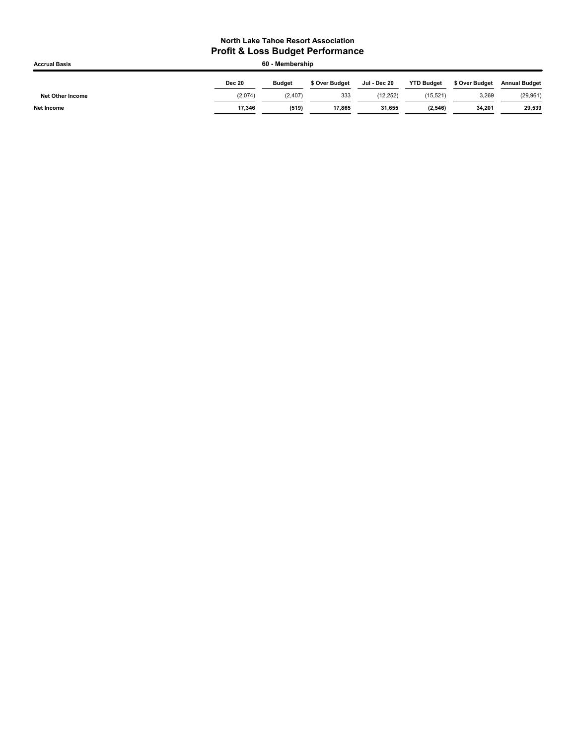**North Lake Tahoe Resort Association**

## Profit & Loss Budget Performance

**Accrual Basis** | **60 - Membership**

| | Dec 20 | Budget | $ Over Budget | Jul - Dec 20 | YTD Budget | $ Over Budget | Annual Budget |
|---|---|---|---|---|---|---|---|
| Net Other Income | (2,074) | (2,407) | 333 | (12,252) | (15,521) | 3,269 | (29,961) |
| **Net Income** | **17,346** | **(519)** | **17,865** | **31,655** | **(2,546)** | **34,201** | **29,539** |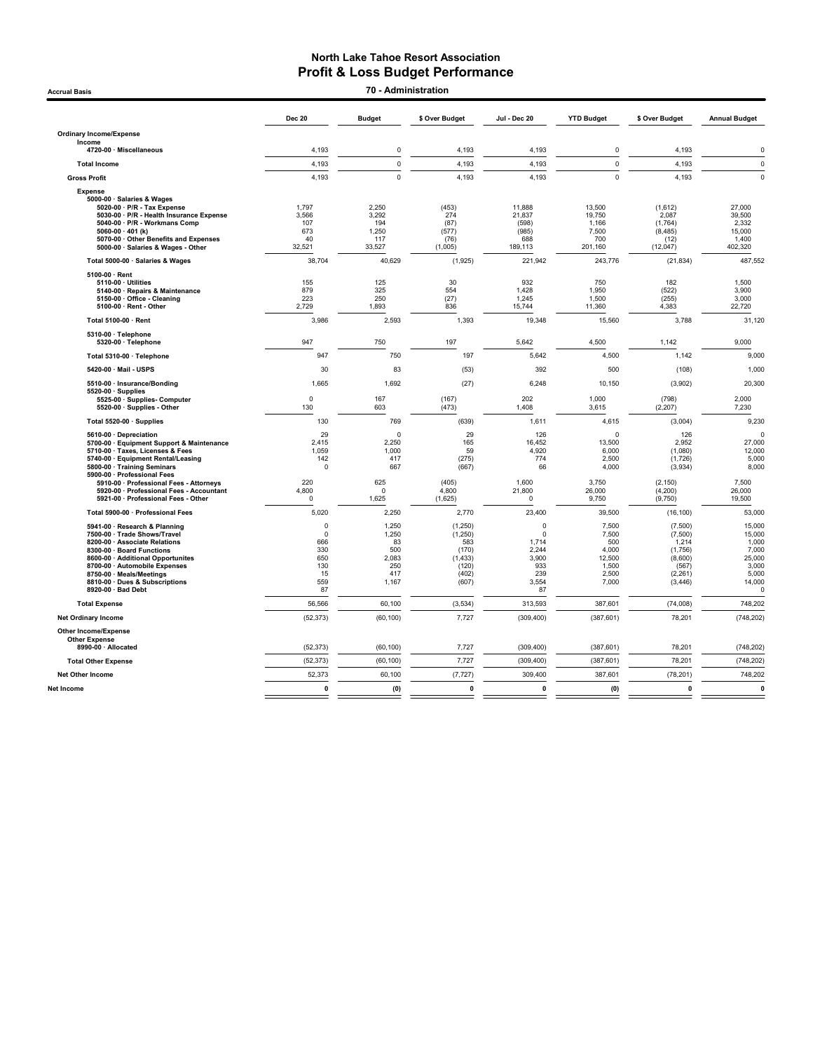# North Lake Tahoe Resort Association
## Profit & Loss Budget Performance

**Accrual Basis** — **70 - Administration**

| | Dec 20 | Budget | $ Over Budget | Jul - Dec 20 | YTD Budget | $ Over Budget | Annual Budget |
|---|---|---|---|---|---|---|---|
| **Ordinary Income/Expense** | | | | | | | |
| **Income** | | | | | | | |
| 4720-00 · Miscellaneous | 4,193 | 0 | 4,193 | 4,193 | 0 | 4,193 | 0 |
| **Total Income** | 4,193 | 0 | 4,193 | 4,193 | 0 | 4,193 | 0 |
| **Gross Profit** | 4,193 | 0 | 4,193 | 4,193 | 0 | 4,193 | 0 |
| **Expense** | | | | | | | |
| 5000-00 · Salaries & Wages | | | | | | | |
| 5020-00 · P/R - Tax Expense | 1,797 | 2,250 | (453) | 11,888 | 13,500 | (1,612) | 27,000 |
| 5030-00 · P/R - Health Insurance Expense | 3,566 | 3,292 | 274 | 21,837 | 19,750 | 2,087 | 39,500 |
| 5040-00 · P/R - Workmans Comp | 107 | 194 | (87) | (598) | 1,166 | (1,764) | 2,332 |
| 5060-00 · 401 (k) | 673 | 1,250 | (577) | (985) | 7,500 | (8,485) | 15,000 |
| 5070-00 · Other Benefits and Expenses | 40 | 117 | (76) | 688 | 700 | (12) | 1,400 |
| 5000-00 · Salaries & Wages - Other | 32,521 | 33,527 | (1,005) | 189,113 | 201,160 | (12,047) | 402,320 |
| **Total 5000-00 · Salaries & Wages** | 38,704 | 40,629 | (1,925) | 221,942 | 243,776 | (21,834) | 487,552 |
| 5100-00 · Rent | | | | | | | |
| 5110-00 · Utilities | 155 | 125 | 30 | 932 | 750 | 182 | 1,500 |
| 5140-00 · Repairs & Maintenance | 879 | 325 | 554 | 1,428 | 1,950 | (522) | 3,900 |
| 5150-00 · Office - Cleaning | 223 | 250 | (27) | 1,245 | 1,500 | (255) | 3,000 |
| 5100-00 · Rent - Other | 2,729 | 1,893 | 836 | 15,744 | 11,360 | 4,383 | 22,720 |
| **Total 5100-00 · Rent** | 3,986 | 2,593 | 1,393 | 19,348 | 15,560 | 3,788 | 31,120 |
| 5310-00 · Telephone | | | | | | | |
| 5320-00 · Telephone | 947 | 750 | 197 | 5,642 | 4,500 | 1,142 | 9,000 |
| **Total 5310-00 · Telephone** | 947 | 750 | 197 | 5,642 | 4,500 | 1,142 | 9,000 |
| 5420-00 · Mail - USPS | 30 | 83 | (53) | 392 | 500 | (108) | 1,000 |
| 5510-00 · Insurance/Bonding | 1,665 | 1,692 | (27) | 6,248 | 10,150 | (3,902) | 20,300 |
| 5520-00 · Supplies | | | | | | | |
| 5525-00 · Supplies- Computer | 0 | 167 | (167) | 202 | 1,000 | (798) | 2,000 |
| 5520-00 · Supplies - Other | 130 | 603 | (473) | 1,408 | 3,615 | (2,207) | 7,230 |
| **Total 5520-00 · Supplies** | 130 | 769 | (639) | 1,611 | 4,615 | (3,004) | 9,230 |
| 5610-00 · Depreciation | 29 | 0 | 29 | 126 | 0 | 126 | 0 |
| 5700-00 · Equipment Support & Maintenance | 2,415 | 2,250 | 165 | 16,452 | 13,500 | 2,952 | 27,000 |
| 5710-00 · Taxes, Licenses & Fees | 1,059 | 1,000 | 59 | 4,920 | 6,000 | (1,080) | 12,000 |
| 5740-00 · Equipment Rental/Leasing | 142 | 417 | (275) | 774 | 2,500 | (1,726) | 5,000 |
| 5800-00 · Training Seminars | 0 | 667 | (667) | 66 | 4,000 | (3,934) | 8,000 |
| 5900-00 · Professional Fees | | | | | | | |
| 5910-00 · Professional Fees - Attorneys | 220 | 625 | (405) | 1,600 | 3,750 | (2,150) | 7,500 |
| 5920-00 · Professional Fees - Accountant | 4,800 | 0 | 4,800 | 21,800 | 26,000 | (4,200) | 26,000 |
| 5921-00 · Professional Fees - Other | 0 | 1,625 | (1,625) | 0 | 9,750 | (9,750) | 19,500 |
| **Total 5900-00 · Professional Fees** | 5,020 | 2,250 | 2,770 | 23,400 | 39,500 | (16,100) | 53,000 |
| 5941-00 · Research & Planning | 0 | 1,250 | (1,250) | 0 | 7,500 | (7,500) | 15,000 |
| 7500-00 · Trade Shows/Travel | 0 | 1,250 | (1,250) | 0 | 7,500 | (7,500) | 15,000 |
| 8200-00 · Associate Relations | 666 | 83 | 583 | 1,714 | 500 | 1,214 | 1,000 |
| 8300-00 · Board Functions | 330 | 500 | (170) | 2,244 | 4,000 | (1,756) | 7,000 |
| 8600-00 · Additional Opportunites | 650 | 2,083 | (1,433) | 3,900 | 12,500 | (8,600) | 25,000 |
| 8700-00 · Automobile Expenses | 130 | 250 | (120) | 933 | 1,500 | (567) | 3,000 |
| 8750-00 · Meals/Meetings | 15 | 417 | (402) | 239 | 2,500 | (2,261) | 5,000 |
| 8810-00 · Dues & Subscriptions | 559 | 1,167 | (607) | 3,554 | 7,000 | (3,446) | 14,000 |
| 8920-00 · Bad Debt | 87 | | | 87 | | | 0 |
| **Total Expense** | 56,566 | 60,100 | (3,534) | 313,593 | 387,601 | (74,008) | 748,202 |
| **Net Ordinary Income** | (52,373) | (60,100) | 7,727 | (309,400) | (387,601) | 78,201 | (748,202) |
| **Other Income/Expense** | | | | | | | |
| **Other Expense** | | | | | | | |
| 8990-00 · Allocated | (52,373) | (60,100) | 7,727 | (309,400) | (387,601) | 78,201 | (748,202) |
| **Total Other Expense** | (52,373) | (60,100) | 7,727 | (309,400) | (387,601) | 78,201 | (748,202) |
| **Net Other Income** | 52,373 | 60,100 | (7,727) | 309,400 | 387,601 | (78,201) | 748,202 |
| **Net Income** | **0** | **(0)** | **0** | **0** | **(0)** | **0** | **0** |